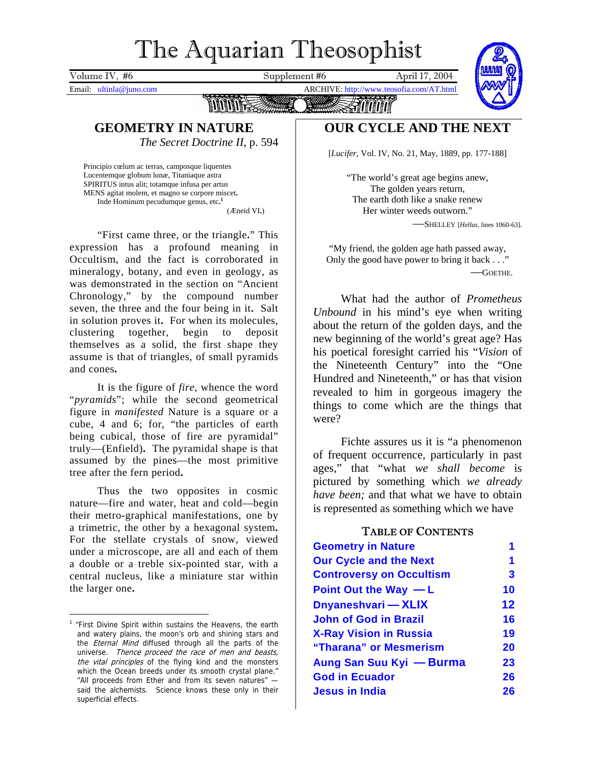# The Aquarian Theosophist

Volume IV, #6 — Supplement #6 — April 17, 2004

Email: ultinla@juno.com — ARCHIVE: http://www.teosofia.com/AT.html

## GEOMETRY IN NATURE

*The Secret Doctrine II*, p. 594

> Principio cœlum ac terras, camposque liquentes
> Lucentemque globum lunæ, Titaniaque astra
> SPIRITUS intus alit; totamque infusa per artus
> MENS agitat molem, et magno se corpore miscet.
> Inde Hominum pecudumque genus, etc.[1]
>
> (Æneid VI.)

"First came three, or the triangle." This expression has a profound meaning in Occultism, and the fact is corroborated in mineralogy, botany, and even in geology, as was demonstrated in the section on "Ancient Chronology," by the compound number seven, the three and the four being in it. Salt in solution proves it. For when its molecules, clustering together, begin to deposit themselves as a solid, the first shape they assume is that of triangles, of small pyramids and cones.

It is the figure of *fire*, whence the word "*pyramids*"; while the second geometrical figure in *manifested* Nature is a square or a cube, 4 and 6; for, "the particles of earth being cubical, those of fire are pyramidal" truly—(Enfield). The pyramidal shape is that assumed by the pines—the most primitive tree after the fern period.

Thus the two opposites in cosmic nature—fire and water, heat and cold—begin their metro-graphical manifestations, one by a trimetric, the other by a hexagonal system. For the stellate crystals of snow, viewed under a microscope, are all and each of them a double or a treble six-pointed star, with a central nucleus, like a miniature star within the larger one.

[1] "First Divine Spirit within sustains the Heavens, the earth and watery plains, the moon's orb and shining stars and the *Eternal Mind* diffused through all the parts of the universe. *Thence proceed the race of men and beasts, the vital principles* of the flying kind and the monsters which the Ocean breeds under its smooth crystal plane." "All proceeds from Ether and from its seven natures" — said the alchemists. Science knows these only in their superficial effects.

## OUR CYCLE AND THE NEXT

[*Lucifer*, Vol. IV, No. 21, May, 1889, pp. 177-188]

> "The world's great age begins anew,
> The golden years return,
> The earth doth like a snake renew
> Her winter weeds outworn."
>
> —SHELLEY [*Hellas*, lines 1060-63].

> "My friend, the golden age hath passed away,
> Only the good have power to bring it back . . ."
>
> —GOETHE.

What had the author of *Prometheus Unbound* in his mind's eye when writing about the return of the golden days, and the new beginning of the world's great age? Has his poetical foresight carried his "*Vision* of the Nineteenth Century" into the "One Hundred and Nineteenth," or has that vision revealed to him in gorgeous imagery the things to come which are the things that were?

Fichte assures us it is "a phenomenon of frequent occurrence, particularly in past ages," that "what *we shall become* is pictured by something which *we already have been;* and that what we have to obtain is represented as something which we have

### TABLE OF CONTENTS

| | |
|---|---|
| Geometry in Nature | 1 |
| Our Cycle and the Next | 1 |
| Controversy on Occultism | 3 |
| Point Out the Way — L | 10 |
| Dnyaneshvari — XLIX | 12 |
| John of God in Brazil | 16 |
| X-Ray Vision in Russia | 19 |
| "Tharana" or Mesmerism | 20 |
| Aung San Suu Kyi — Burma | 23 |
| God in Ecuador | 26 |
| Jesus in India | 26 |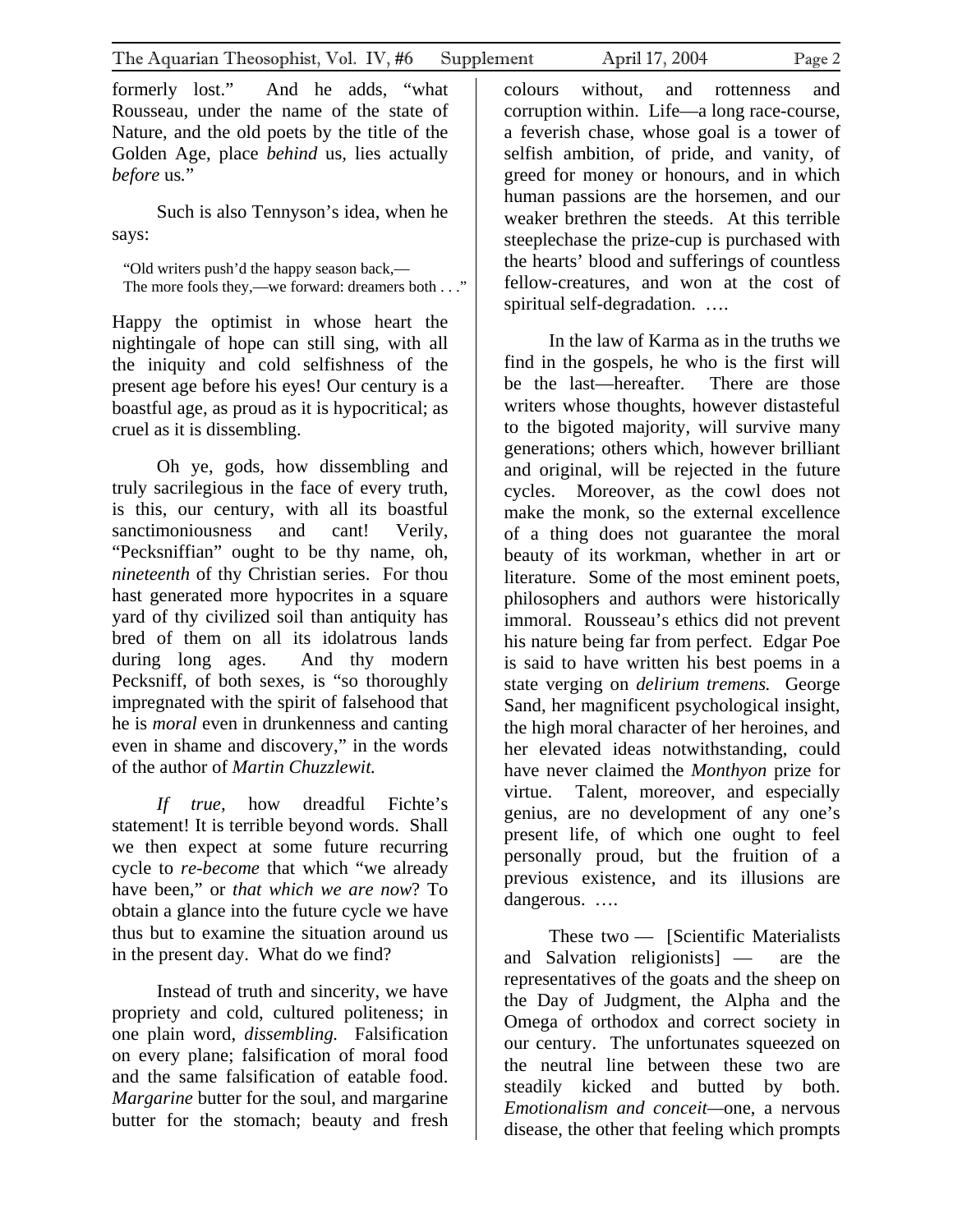formerly lost." And he adds, "what Rousseau, under the name of the state of Nature, and the old poets by the title of the Golden Age, place *behind* us, lies actually *before* us."

Such is also Tennyson's idea, when he says:

> "Old writers push'd the happy season back,—
> The more fools they,—we forward: dreamers both . . ."

Happy the optimist in whose heart the nightingale of hope can still sing, with all the iniquity and cold selfishness of the present age before his eyes! Our century is a boastful age, as proud as it is hypocritical; as cruel as it is dissembling.

Oh ye, gods, how dissembling and truly sacrilegious in the face of every truth, is this, our century, with all its boastful sanctimoniousness and cant! Verily, "Pecksniffian" ought to be thy name, oh, *nineteenth* of thy Christian series. For thou hast generated more hypocrites in a square yard of thy civilized soil than antiquity has bred of them on all its idolatrous lands during long ages. And thy modern Pecksniff, of both sexes, is "so thoroughly impregnated with the spirit of falsehood that he is *moral* even in drunkenness and canting even in shame and discovery," in the words of the author of *Martin Chuzzlewit.*

*If true,* how dreadful Fichte's statement! It is terrible beyond words. Shall we then expect at some future recurring cycle to *re-become* that which "we already have been," or *that which we are now*? To obtain a glance into the future cycle we have thus but to examine the situation around us in the present day. What do we find?

Instead of truth and sincerity, we have propriety and cold, cultured politeness; in one plain word, *dissembling.* Falsification on every plane; falsification of moral food and the same falsification of eatable food. *Margarine* butter for the soul, and margarine butter for the stomach; beauty and fresh colours without, and rottenness and corruption within. Life—a long race-course, a feverish chase, whose goal is a tower of selfish ambition, of pride, and vanity, of greed for money or honours, and in which human passions are the horsemen, and our weaker brethren the steeds. At this terrible steeplechase the prize-cup is purchased with the hearts' blood and sufferings of countless fellow-creatures, and won at the cost of spiritual self-degradation. ….

In the law of Karma as in the truths we find in the gospels, he who is the first will be the last—hereafter. There are those writers whose thoughts, however distasteful to the bigoted majority, will survive many generations; others which, however brilliant and original, will be rejected in the future cycles. Moreover, as the cowl does not make the monk, so the external excellence of a thing does not guarantee the moral beauty of its workman, whether in art or literature. Some of the most eminent poets, philosophers and authors were historically immoral. Rousseau's ethics did not prevent his nature being far from perfect. Edgar Poe is said to have written his best poems in a state verging on *delirium tremens.* George Sand, her magnificent psychological insight, the high moral character of her heroines, and her elevated ideas notwithstanding, could have never claimed the *Monthyon* prize for virtue. Talent, moreover, and especially genius, are no development of any one's present life, of which one ought to feel personally proud, but the fruition of a previous existence, and its illusions are dangerous. ….

These two — [Scientific Materialists and Salvation religionists] — are the representatives of the goats and the sheep on the Day of Judgment, the Alpha and the Omega of orthodox and correct society in our century. The unfortunates squeezed on the neutral line between these two are steadily kicked and butted by both. *Emotionalism and conceit*—one, a nervous disease, the other that feeling which prompts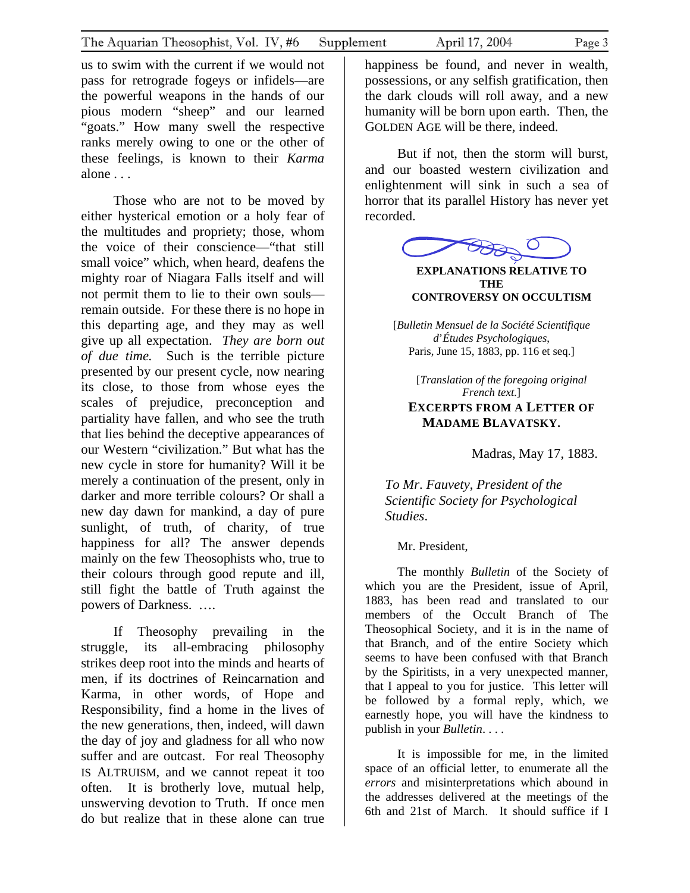us to swim with the current if we would not pass for retrograde fogeys or infidels—are the powerful weapons in the hands of our pious modern "sheep" and our learned "goats." How many swell the respective ranks merely owing to one or the other of these feelings, is known to their *Karma* alone . . .

Those who are not to be moved by either hysterical emotion or a holy fear of the multitudes and propriety; those, whom the voice of their conscience—"that still small voice" which, when heard, deafens the mighty roar of Niagara Falls itself and will not permit them to lie to their own souls—remain outside. For these there is no hope in this departing age, and they may as well give up all expectation. *They are born out of due time.* Such is the terrible picture presented by our present cycle, now nearing its close, to those from whose eyes the scales of prejudice, preconception and partiality have fallen, and who see the truth that lies behind the deceptive appearances of our Western "civilization." But what has the new cycle in store for humanity? Will it be merely a continuation of the present, only in darker and more terrible colours? Or shall a new day dawn for mankind, a day of pure sunlight, of truth, of charity, of true happiness for all? The answer depends mainly on the few Theosophists who, true to their colours through good repute and ill, still fight the battle of Truth against the powers of Darkness. ….

If Theosophy prevailing in the struggle, its all-embracing philosophy strikes deep root into the minds and hearts of men, if its doctrines of Reincarnation and Karma, in other words, of Hope and Responsibility, find a home in the lives of the new generations, then, indeed, will dawn the day of joy and gladness for all who now suffer and are outcast. For real Theosophy IS ALTRUISM, and we cannot repeat it too often. It is brotherly love, mutual help, unswerving devotion to Truth. If once men do but realize that in these alone can true happiness be found, and never in wealth, possessions, or any selfish gratification, then the dark clouds will roll away, and a new humanity will be born upon earth. Then, the GOLDEN AGE will be there, indeed.

But if not, then the storm will burst, and our boasted western civilization and enlightenment will sink in such a sea of horror that its parallel History has never yet recorded.

## EXPLANATIONS RELATIVE TO THE CONTROVERSY ON OCCULTISM

[*Bulletin Mensuel de la Société Scientifique d'Études Psychologiques*, Paris, June 15, 1883, pp. 116 et seq.]

[*Translation of the foregoing original French text.*]

### EXCERPTS FROM A LETTER OF MADAME BLAVATSKY.

Madras, May 17, 1883.

*To Mr. Fauvety, President of the Scientific Society for Psychological Studies.*

Mr. President,

The monthly *Bulletin* of the Society of which you are the President, issue of April, 1883, has been read and translated to our members of the Occult Branch of The Theosophical Society, and it is in the name of that Branch, and of the entire Society which seems to have been confused with that Branch by the Spiritists, in a very unexpected manner, that I appeal to you for justice. This letter will be followed by a formal reply, which, we earnestly hope, you will have the kindness to publish in your *Bulletin*. . . .

It is impossible for me, in the limited space of an official letter, to enumerate all the *errors* and misinterpretations which abound in the addresses delivered at the meetings of the 6th and 21st of March. It should suffice if I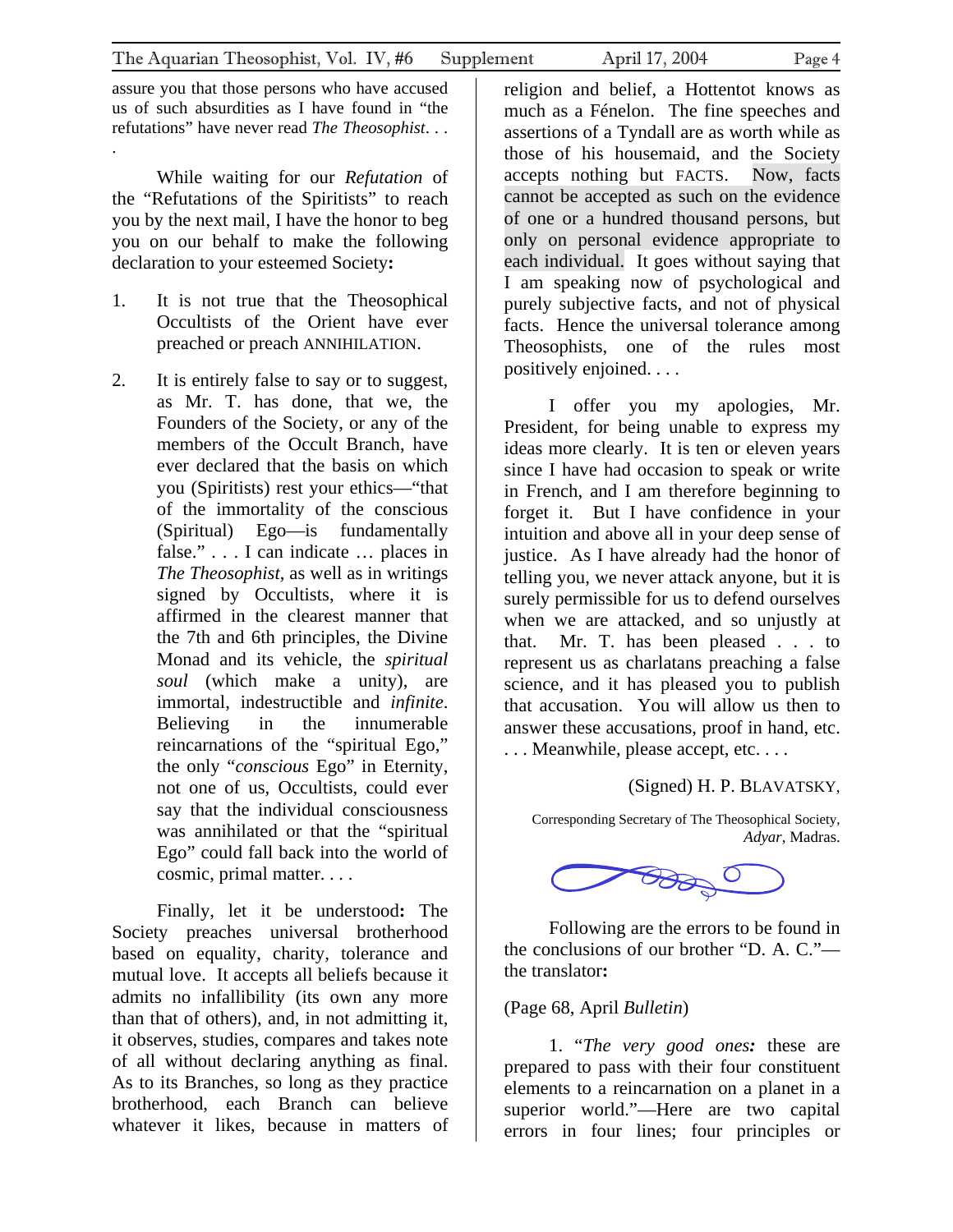assure you that those persons who have accused us of such absurdities as I have found in "the refutations" have never read *The Theosophist*. . . .

While waiting for our *Refutation* of the "Refutations of the Spiritists" to reach you by the next mail, I have the honor to beg you on our behalf to make the following declaration to your esteemed Society**:**

1. It is not true that the Theosophical Occultists of the Orient have ever preached or preach ANNIHILATION.

2. It is entirely false to say or to suggest, as Mr. T. has done, that we, the Founders of the Society, or any of the members of the Occult Branch, have ever declared that the basis on which you (Spiritists) rest your ethics—"that of the immortality of the conscious (Spiritual) Ego—is fundamentally false." . . . I can indicate … places in *The Theosophist*, as well as in writings signed by Occultists, where it is affirmed in the clearest manner that the 7th and 6th principles, the Divine Monad and its vehicle, the *spiritual soul* (which make a unity), are immortal, indestructible and *infinite*. Believing in the innumerable reincarnations of the "spiritual Ego," the only "*conscious* Ego" in Eternity, not one of us, Occultists, could ever say that the individual consciousness was annihilated or that the "spiritual Ego" could fall back into the world of cosmic, primal matter. . . .

Finally, let it be understood**:** The Society preaches universal brotherhood based on equality, charity, tolerance and mutual love. It accepts all beliefs because it admits no infallibility (its own any more than that of others), and, in not admitting it, it observes, studies, compares and takes note of all without declaring anything as final. As to its Branches, so long as they practice brotherhood, each Branch can believe whatever it likes, because in matters of religion and belief, a Hottentot knows as much as a Fénelon. The fine speeches and assertions of a Tyndall are as worth while as those of his housemaid, and the Society accepts nothing but FACTS. Now, facts cannot be accepted as such on the evidence of one or a hundred thousand persons, but only on personal evidence appropriate to each individual. It goes without saying that I am speaking now of psychological and purely subjective facts, and not of physical facts. Hence the universal tolerance among Theosophists, one of the rules most positively enjoined. . . .

I offer you my apologies, Mr. President, for being unable to express my ideas more clearly. It is ten or eleven years since I have had occasion to speak or write in French, and I am therefore beginning to forget it. But I have confidence in your intuition and above all in your deep sense of justice. As I have already had the honor of telling you, we never attack anyone, but it is surely permissible for us to defend ourselves when we are attacked, and so unjustly at that. Mr. T. has been pleased . . . to represent us as charlatans preaching a false science, and it has pleased you to publish that accusation. You will allow us then to answer these accusations, proof in hand, etc. . . . Meanwhile, please accept, etc. . . .

(Signed) H. P. BLAVATSKY,

Corresponding Secretary of The Theosophical Society, *Adyar*, Madras.

Following are the errors to be found in the conclusions of our brother "D. A. C."—the translator**:**

(Page 68, April *Bulletin*)

1. "*The very good ones:* these are prepared to pass with their four constituent elements to a reincarnation on a planet in a superior world."—Here are two capital errors in four lines; four principles or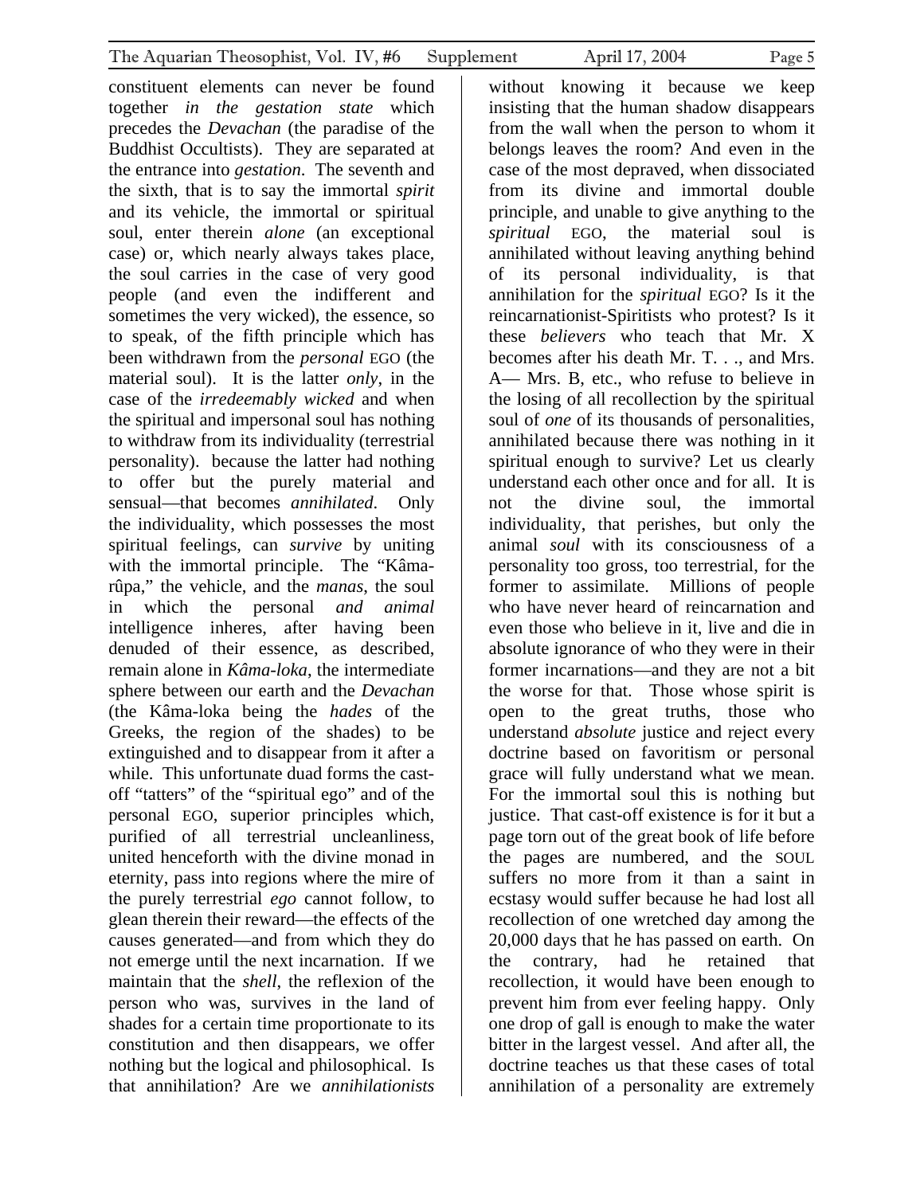constituent elements can never be found together *in the gestation state* which precedes the *Devachan* (the paradise of the Buddhist Occultists). They are separated at the entrance into *gestation*. The seventh and the sixth, that is to say the immortal *spirit* and its vehicle, the immortal or spiritual soul, enter therein *alone* (an exceptional case) or, which nearly always takes place, the soul carries in the case of very good people (and even the indifferent and sometimes the very wicked), the essence, so to speak, of the fifth principle which has been withdrawn from the *personal* EGO (the material soul). It is the latter *only*, in the case of the *irredeemably wicked* and when the spiritual and impersonal soul has nothing to withdraw from its individuality (terrestrial personality). because the latter had nothing to offer but the purely material and sensual—that becomes *annihilated*. Only the individuality, which possesses the most spiritual feelings, can *survive* by uniting with the immortal principle. The "Kâma-rûpa," the vehicle, and the *manas*, the soul in which the personal *and animal* intelligence inheres, after having been denuded of their essence, as described, remain alone in *Kâma-loka*, the intermediate sphere between our earth and the *Devachan* (the Kâma-loka being the *hades* of the Greeks, the region of the shades) to be extinguished and to disappear from it after a while. This unfortunate duad forms the cast-off "tatters" of the "spiritual ego" and of the personal EGO, superior principles which, purified of all terrestrial uncleanliness, united henceforth with the divine monad in eternity, pass into regions where the mire of the purely terrestrial *ego* cannot follow, to glean therein their reward—the effects of the causes generated—and from which they do not emerge until the next incarnation. If we maintain that the *shell*, the reflexion of the person who was, survives in the land of shades for a certain time proportionate to its constitution and then disappears, we offer nothing but the logical and philosophical. Is that annihilation? Are we *annihilationists* without knowing it because we keep insisting that the human shadow disappears from the wall when the person to whom it belongs leaves the room? And even in the case of the most depraved, when dissociated from its divine and immortal double principle, and unable to give anything to the *spiritual* EGO, the material soul is annihilated without leaving anything behind of its personal individuality, is that annihilation for the *spiritual* EGO? Is it the reincarnationist-Spiritists who protest? Is it these *believers* who teach that Mr. X becomes after his death Mr. T. . ., and Mrs. A— Mrs. B, etc., who refuse to believe in the losing of all recollection by the spiritual soul of *one* of its thousands of personalities, annihilated because there was nothing in it spiritual enough to survive? Let us clearly understand each other once and for all. It is not the divine soul, the immortal individuality, that perishes, but only the animal *soul* with its consciousness of a personality too gross, too terrestrial, for the former to assimilate. Millions of people who have never heard of reincarnation and even those who believe in it, live and die in absolute ignorance of who they were in their former incarnations—and they are not a bit the worse for that. Those whose spirit is open to the great truths, those who understand *absolute* justice and reject every doctrine based on favoritism or personal grace will fully understand what we mean. For the immortal soul this is nothing but justice. That cast-off existence is for it but a page torn out of the great book of life before the pages are numbered, and the SOUL suffers no more from it than a saint in ecstasy would suffer because he had lost all recollection of one wretched day among the 20,000 days that he has passed on earth. On the contrary, had he retained that recollection, it would have been enough to prevent him from ever feeling happy. Only one drop of gall is enough to make the water bitter in the largest vessel. And after all, the doctrine teaches us that these cases of total annihilation of a personality are extremely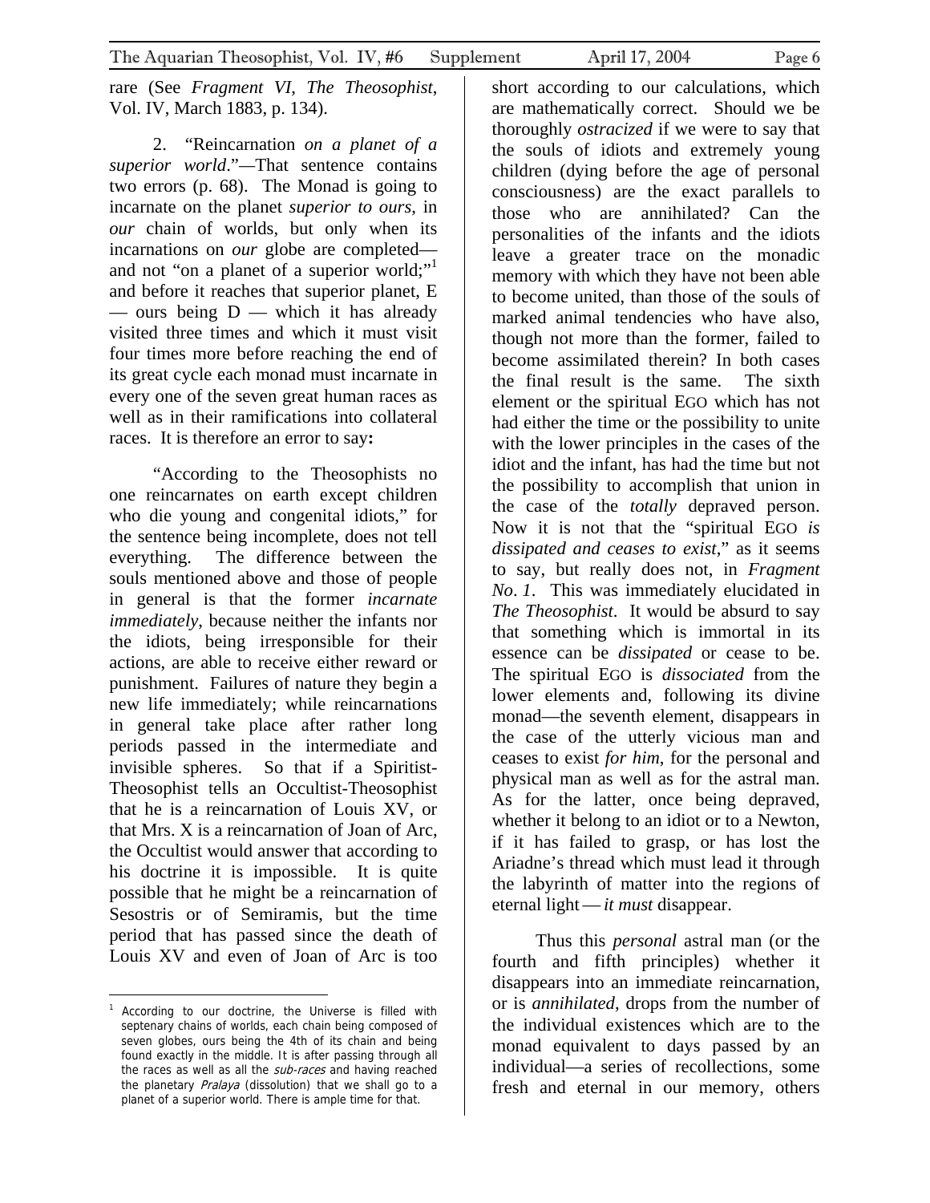rare (See *Fragment VI, The Theosophist*, Vol. IV, March 1883, p. 134).

2. "Reincarnation *on a planet of a superior world*."—That sentence contains two errors (p. 68). The Monad is going to incarnate on the planet *superior to ours*, in *our* chain of worlds, but only when its incarnations on *our* globe are completed—and not "on a planet of a superior world;"[1] and before it reaches that superior planet, E — ours being D — which it has already visited three times and which it must visit four times more before reaching the end of its great cycle each monad must incarnate in every one of the seven great human races as well as in their ramifications into collateral races. It is therefore an error to say**:**

"According to the Theosophists no one reincarnates on earth except children who die young and congenital idiots," for the sentence being incomplete, does not tell everything. The difference between the souls mentioned above and those of people in general is that the former *incarnate immediately*, because neither the infants nor the idiots, being irresponsible for their actions, are able to receive either reward or punishment. Failures of nature they begin a new life immediately; while reincarnations in general take place after rather long periods passed in the intermediate and invisible spheres. So that if a Spiritist-Theosophist tells an Occultist-Theosophist that he is a reincarnation of Louis XV, or that Mrs. X is a reincarnation of Joan of Arc, the Occultist would answer that according to his doctrine it is impossible. It is quite possible that he might be a reincarnation of Sesostris or of Semiramis, but the time period that has passed since the death of Louis XV and even of Joan of Arc is too short according to our calculations, which are mathematically correct. Should we be thoroughly *ostracized* if we were to say that the souls of idiots and extremely young children (dying before the age of personal consciousness) are the exact parallels to those who are annihilated? Can the personalities of the infants and the idiots leave a greater trace on the monadic memory with which they have not been able to become united, than those of the souls of marked animal tendencies who have also, though not more than the former, failed to become assimilated therein? In both cases the final result is the same. The sixth element or the spiritual EGO which has not had either the time or the possibility to unite with the lower principles in the cases of the idiot and the infant, has had the time but not the possibility to accomplish that union in the case of the *totally* depraved person. Now it is not that the "spiritual EGO *is dissipated and ceases to exist*," as it seems to say, but really does not, in *Fragment No. 1*. This was immediately elucidated in *The Theosophist*. It would be absurd to say that something which is immortal in its essence can be *dissipated* or cease to be. The spiritual EGO is *dissociated* from the lower elements and, following its divine monad—the seventh element, disappears in the case of the utterly vicious man and ceases to exist *for him*, for the personal and physical man as well as for the astral man. As for the latter, once being depraved, whether it belong to an idiot or to a Newton, if it has failed to grasp, or has lost the Ariadne's thread which must lead it through the labyrinth of matter into the regions of eternal light — *it must* disappear.

Thus this *personal* astral man (or the fourth and fifth principles) whether it disappears into an immediate reincarnation, or is *annihilated*, drops from the number of the individual existences which are to the monad equivalent to days passed by an individual—a series of recollections, some fresh and eternal in our memory, others

---

[1] According to our doctrine, the Universe is filled with septenary chains of worlds, each chain being composed of seven globes, ours being the 4th of its chain and being found exactly in the middle. It is after passing through all the races as well as all the *sub-races* and having reached the planetary *Pralaya* (dissolution) that we shall go to a planet of a superior world. There is ample time for that.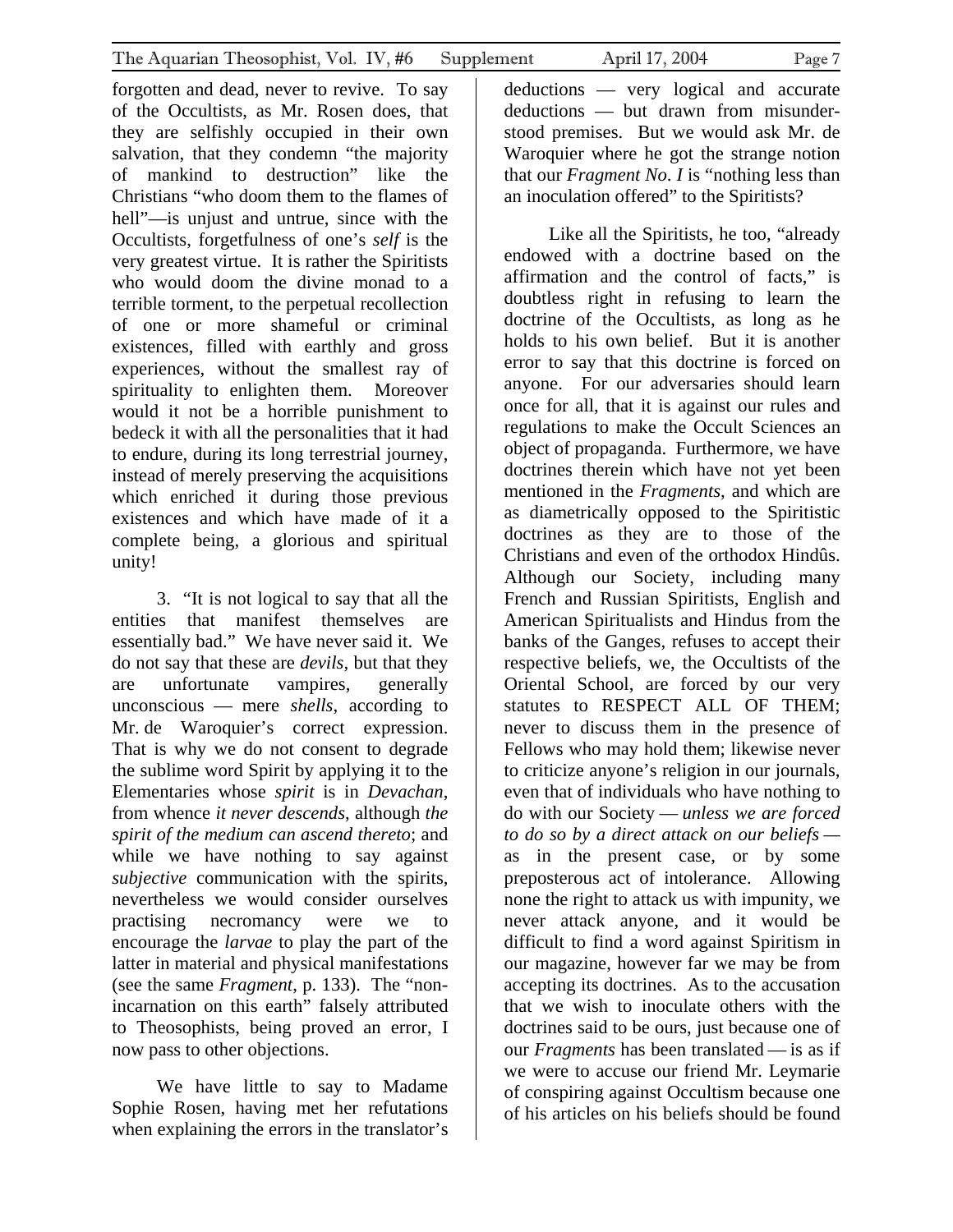forgotten and dead, never to revive. To say of the Occultists, as Mr. Rosen does, that they are selfishly occupied in their own salvation, that they condemn "the majority of mankind to destruction" like the Christians "who doom them to the flames of hell"—is unjust and untrue, since with the Occultists, forgetfulness of one's *self* is the very greatest virtue. It is rather the Spiritists who would doom the divine monad to a terrible torment, to the perpetual recollection of one or more shameful or criminal existences, filled with earthly and gross experiences, without the smallest ray of spirituality to enlighten them. Moreover would it not be a horrible punishment to bedeck it with all the personalities that it had to endure, during its long terrestrial journey, instead of merely preserving the acquisitions which enriched it during those previous existences and which have made of it a complete being, a glorious and spiritual unity!

3. "It is not logical to say that all the entities that manifest themselves are essentially bad." We have never said it. We do not say that these are *devils*, but that they are unfortunate vampires, generally unconscious — mere *shells*, according to Mr. de Waroquier's correct expression. That is why we do not consent to degrade the sublime word Spirit by applying it to the Elementaries whose *spirit* is in *Devachan*, from whence *it never descends*, although *the spirit of the medium can ascend thereto*; and while we have nothing to say against *subjective* communication with the spirits, nevertheless we would consider ourselves practising necromancy were we to encourage the *larvae* to play the part of the latter in material and physical manifestations (see the same *Fragment*, p. 133). The "non-incarnation on this earth" falsely attributed to Theosophists, being proved an error, I now pass to other objections.

We have little to say to Madame Sophie Rosen, having met her refutations when explaining the errors in the translator's deductions — very logical and accurate deductions — but drawn from misunderstood premises. But we would ask Mr. de Waroquier where he got the strange notion that our *Fragment No. I* is "nothing less than an inoculation offered" to the Spiritists?

Like all the Spiritists, he too, "already endowed with a doctrine based on the affirmation and the control of facts," is doubtless right in refusing to learn the doctrine of the Occultists, as long as he holds to his own belief. But it is another error to say that this doctrine is forced on anyone. For our adversaries should learn once for all, that it is against our rules and regulations to make the Occult Sciences an object of propaganda. Furthermore, we have doctrines therein which have not yet been mentioned in the *Fragments*, and which are as diametrically opposed to the Spiritistic doctrines as they are to those of the Christians and even of the orthodox Hindûs. Although our Society, including many French and Russian Spiritists, English and American Spiritualists and Hindus from the banks of the Ganges, refuses to accept their respective beliefs, we, the Occultists of the Oriental School, are forced by our very statutes to RESPECT ALL OF THEM; never to discuss them in the presence of Fellows who may hold them; likewise never to criticize anyone's religion in our journals, even that of individuals who have nothing to do with our Society — *unless we are forced to do so by a direct attack on our beliefs* — as in the present case, or by some preposterous act of intolerance. Allowing none the right to attack us with impunity, we never attack anyone, and it would be difficult to find a word against Spiritism in our magazine, however far we may be from accepting its doctrines. As to the accusation that we wish to inoculate others with the doctrines said to be ours, just because one of our *Fragments* has been translated — is as if we were to accuse our friend Mr. Leymarie of conspiring against Occultism because one of his articles on his beliefs should be found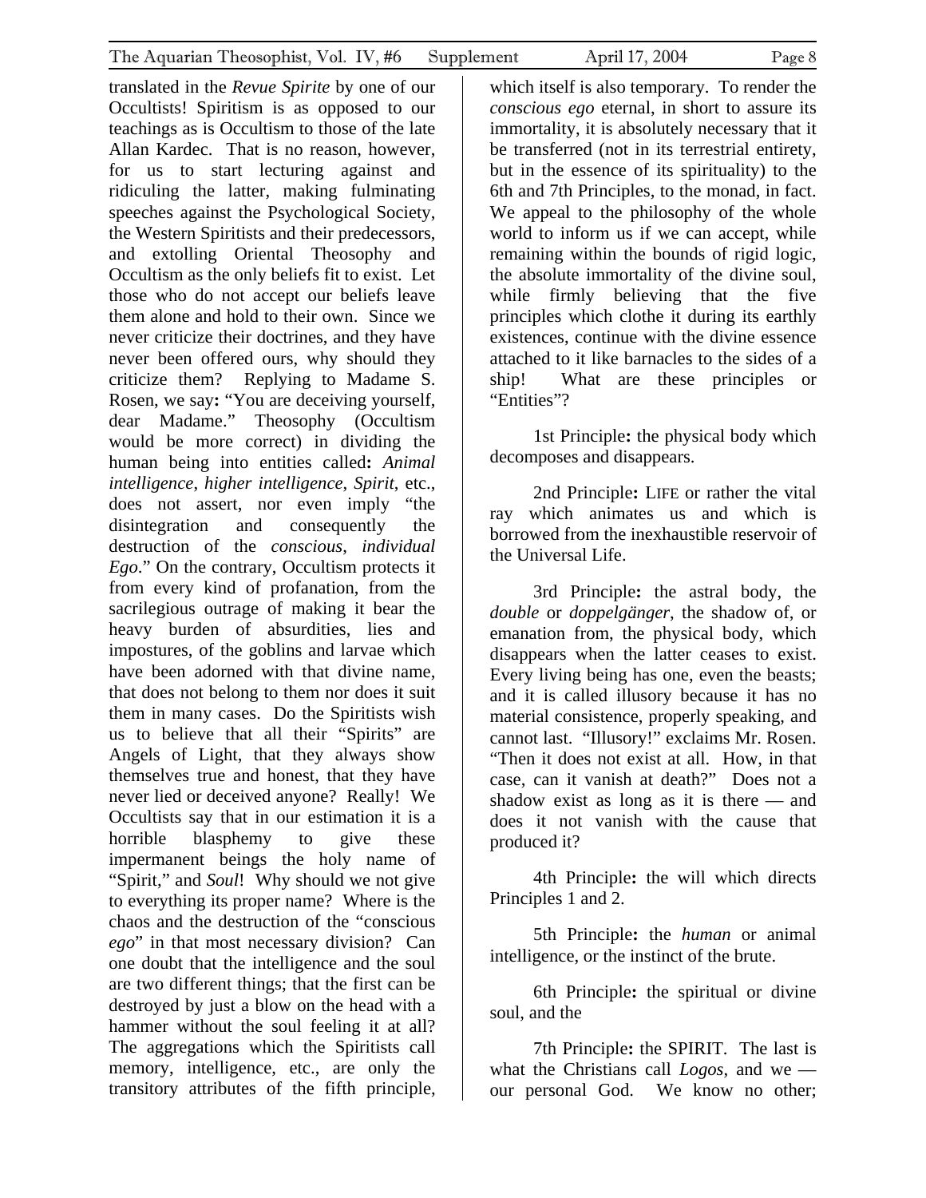translated in the *Revue Spirite* by one of our Occultists! Spiritism is as opposed to our teachings as is Occultism to those of the late Allan Kardec. That is no reason, however, for us to start lecturing against and ridiculing the latter, making fulminating speeches against the Psychological Society, the Western Spiritists and their predecessors, and extolling Oriental Theosophy and Occultism as the only beliefs fit to exist. Let those who do not accept our beliefs leave them alone and hold to their own. Since we never criticize their doctrines, and they have never been offered ours, why should they criticize them? Replying to Madame S. Rosen, we say**:** "You are deceiving yourself, dear Madame." Theosophy (Occultism would be more correct) in dividing the human being into entities called**:** *Animal intelligence*, *higher intelligence*, *Spirit*, etc., does not assert, nor even imply "the disintegration and consequently the destruction of the *conscious*, *individual Ego*." On the contrary, Occultism protects it from every kind of profanation, from the sacrilegious outrage of making it bear the heavy burden of absurdities, lies and impostures, of the goblins and larvae which have been adorned with that divine name, that does not belong to them nor does it suit them in many cases. Do the Spiritists wish us to believe that all their "Spirits" are Angels of Light, that they always show themselves true and honest, that they have never lied or deceived anyone? Really! We Occultists say that in our estimation it is a horrible blasphemy to give these impermanent beings the holy name of "Spirit," and *Soul*! Why should we not give to everything its proper name? Where is the chaos and the destruction of the "conscious *ego*" in that most necessary division? Can one doubt that the intelligence and the soul are two different things; that the first can be destroyed by just a blow on the head with a hammer without the soul feeling it at all? The aggregations which the Spiritists call memory, intelligence, etc., are only the transitory attributes of the fifth principle, which itself is also temporary. To render the *conscious ego* eternal, in short to assure its immortality, it is absolutely necessary that it be transferred (not in its terrestrial entirety, but in the essence of its spirituality) to the 6th and 7th Principles, to the monad, in fact. We appeal to the philosophy of the whole world to inform us if we can accept, while remaining within the bounds of rigid logic, the absolute immortality of the divine soul, while firmly believing that the five principles which clothe it during its earthly existences, continue with the divine essence attached to it like barnacles to the sides of a ship! What are these principles or "Entities"?

1st Principle**:** the physical body which decomposes and disappears.

2nd Principle**:** LIFE or rather the vital ray which animates us and which is borrowed from the inexhaustible reservoir of the Universal Life.

3rd Principle**:** the astral body, the *double* or *doppelgänger*, the shadow of, or emanation from, the physical body, which disappears when the latter ceases to exist. Every living being has one, even the beasts; and it is called illusory because it has no material consistence, properly speaking, and cannot last. "Illusory!" exclaims Mr. Rosen. "Then it does not exist at all. How, in that case, can it vanish at death?" Does not a shadow exist as long as it is there — and does it not vanish with the cause that produced it?

4th Principle**:** the will which directs Principles 1 and 2.

5th Principle**:** the *human* or animal intelligence, or the instinct of the brute.

6th Principle**:** the spiritual or divine soul, and the

7th Principle**:** the SPIRIT. The last is what the Christians call *Logos*, and we — our personal God. We know no other;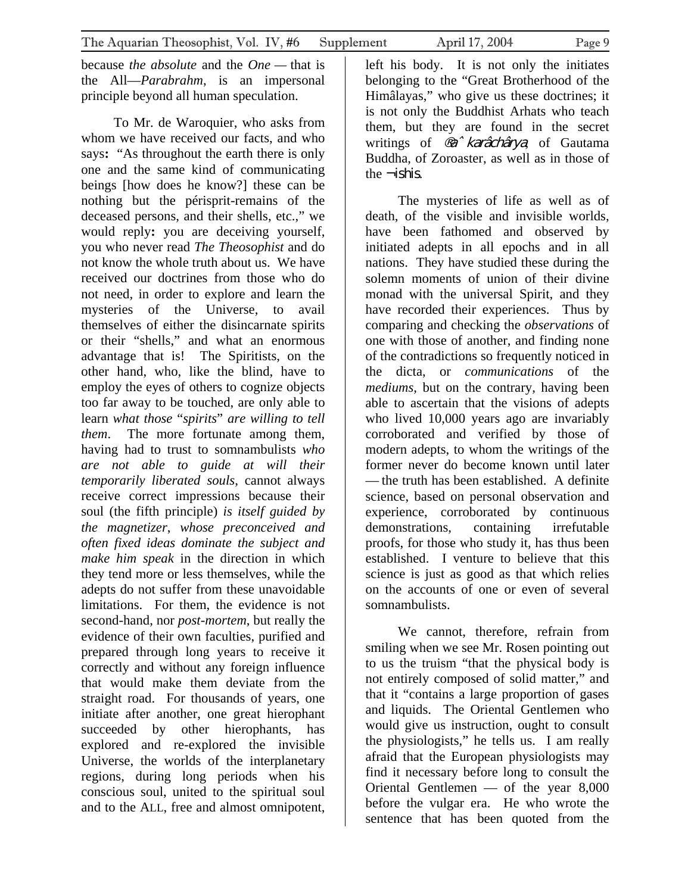because *the absolute* and the *One* — that is the All—*Parabrahm*, is an impersonal principle beyond all human speculation.

To Mr. de Waroquier, who asks from whom we have received our facts, and who says**:** "As throughout the earth there is only one and the same kind of communicating beings [how does he know?] these can be nothing but the périsprit-remains of the deceased persons, and their shells, etc.," we would reply**:** you are deceiving yourself, you who never read *The Theosophist* and do not know the whole truth about us. We have received our doctrines from those who do not need, in order to explore and learn the mysteries of the Universe, to avail themselves of either the disincarnate spirits or their "shells," and what an enormous advantage that is! The Spiritists, on the other hand, who, like the blind, have to employ the eyes of others to cognize objects too far away to be touched, are only able to learn *what those* "*spirits*" *are willing to tell them*. The more fortunate among them, having had to trust to somnambulists *who are not able to guide at will their temporarily liberated souls*, cannot always receive correct impressions because their soul (the fifth principle) *is itself guided by the magnetizer*, *whose preconceived and often fixed ideas dominate the subject and make him speak* in the direction in which they tend more or less themselves, while the adepts do not suffer from these unavoidable limitations. For them, the evidence is not second-hand, nor *post-mortem*, but really the evidence of their own faculties, purified and prepared through long years to receive it correctly and without any foreign influence that would make them deviate from the straight road. For thousands of years, one initiate after another, one great hierophant succeeded by other hierophants, has explored and re-explored the invisible Universe, the worlds of the interplanetary regions, during long periods when his conscious soul, united to the spiritual soul and to the ALL, free and almost omnipotent, left his body. It is not only the initiates belonging to the "Great Brotherhood of the Himâlayas," who give us these doctrines; it is not only the Buddhist Arhats who teach them, but they are found in the secret writings of *Śaṅkarâchârya*, of Gautama Buddha, of Zoroaster, as well as in those of the *Ṛishis*.

The mysteries of life as well as of death, of the visible and invisible worlds, have been fathomed and observed by initiated adepts in all epochs and in all nations. They have studied these during the solemn moments of union of their divine monad with the universal Spirit, and they have recorded their experiences. Thus by comparing and checking the *observations* of one with those of another, and finding none of the contradictions so frequently noticed in the dicta, or *communications* of the *mediums*, but on the contrary, having been able to ascertain that the visions of adepts who lived 10,000 years ago are invariably corroborated and verified by those of modern adepts, to whom the writings of the former never do become known until later — the truth has been established. A definite science, based on personal observation and experience, corroborated by continuous demonstrations, containing irrefutable proofs, for those who study it, has thus been established. I venture to believe that this science is just as good as that which relies on the accounts of one or even of several somnambulists.

We cannot, therefore, refrain from smiling when we see Mr. Rosen pointing out to us the truism "that the physical body is not entirely composed of solid matter," and that it "contains a large proportion of gases and liquids. The Oriental Gentlemen who would give us instruction, ought to consult the physiologists," he tells us. I am really afraid that the European physiologists may find it necessary before long to consult the Oriental Gentlemen — of the year 8,000 before the vulgar era. He who wrote the sentence that has been quoted from the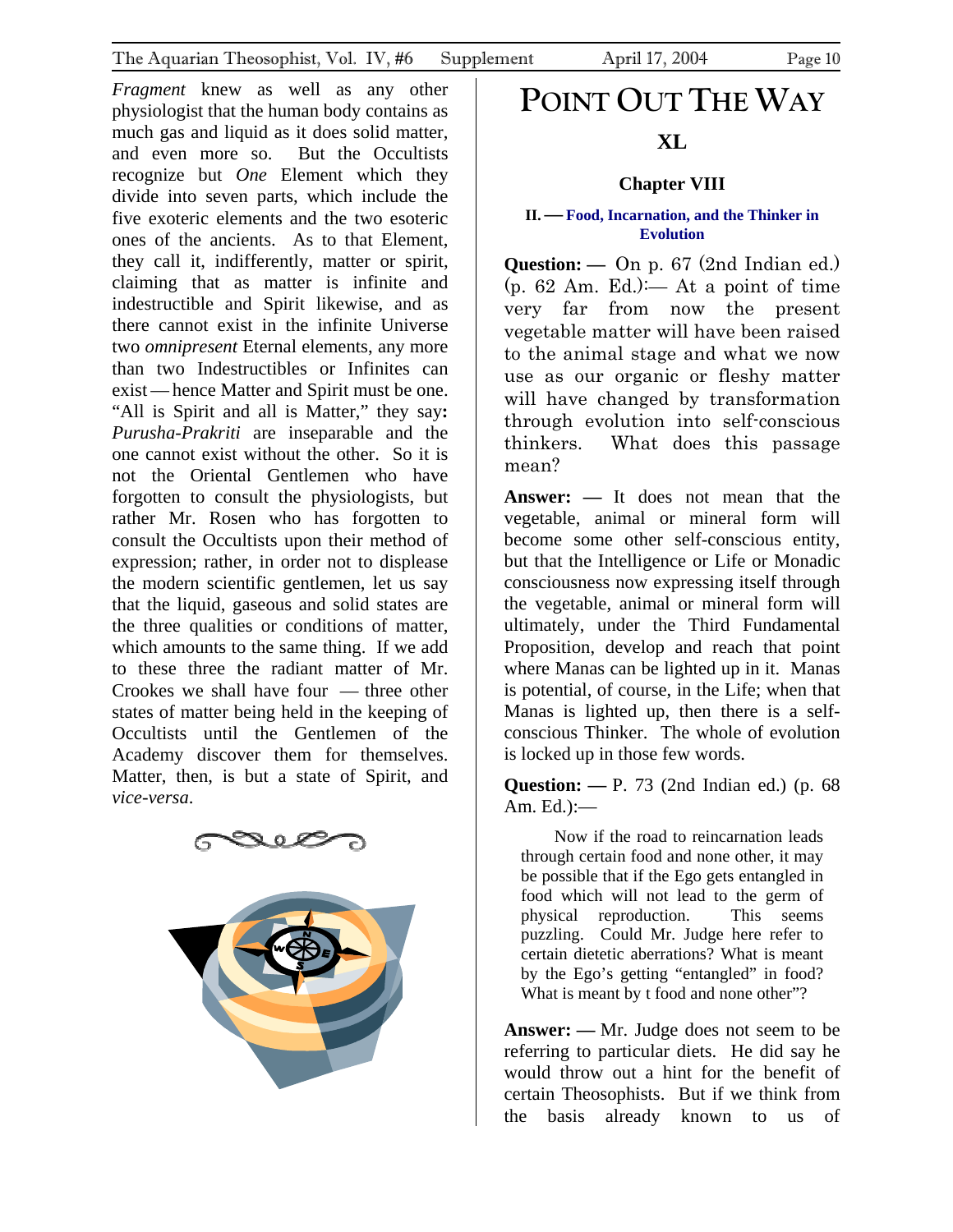*Fragment* knew as well as any other physiologist that the human body contains as much gas and liquid as it does solid matter, and even more so. But the Occultists recognize but *One* Element which they divide into seven parts, which include the five exoteric elements and the two esoteric ones of the ancients. As to that Element, they call it, indifferently, matter or spirit, claiming that as matter is infinite and indestructible and Spirit likewise, and as there cannot exist in the infinite Universe two *omnipresent* Eternal elements, any more than two Indestructibles or Infinites can exist — hence Matter and Spirit must be one. "All is Spirit and all is Matter," they say**:** *Purusha-Prakriti* are inseparable and the one cannot exist without the other. So it is not the Oriental Gentlemen who have forgotten to consult the physiologists, but rather Mr. Rosen who has forgotten to consult the Occultists upon their method of expression; rather, in order not to displease the modern scientific gentlemen, let us say that the liquid, gaseous and solid states are the three qualities or conditions of matter, which amounts to the same thing. If we add to these three the radiant matter of Mr. Crookes we shall have four — three other states of matter being held in the keeping of Occultists until the Gentlemen of the Academy discover them for themselves. Matter, then, is but a state of Spirit, and *vice-versa*.

# POINT OUT THE WAY

## XL

### Chapter VIII

#### II. — Food, Incarnation, and the Thinker in Evolution

**Question: —** On p. 67 (2nd Indian ed.) (p. 62 Am. Ed.):— At a point of time very far from now the present vegetable matter will have been raised to the animal stage and what we now use as our organic or fleshy matter will have changed by transformation through evolution into self-conscious thinkers. What does this passage mean?

**Answer: —** It does not mean that the vegetable, animal or mineral form will become some other self-conscious entity, but that the Intelligence or Life or Monadic consciousness now expressing itself through the vegetable, animal or mineral form will ultimately, under the Third Fundamental Proposition, develop and reach that point where Manas can be lighted up in it. Manas is potential, of course, in the Life; when that Manas is lighted up, then there is a self-conscious Thinker. The whole of evolution is locked up in those few words.

**Question: —** P. 73 (2nd Indian ed.) (p. 68 Am. Ed.):—

> Now if the road to reincarnation leads through certain food and none other, it may be possible that if the Ego gets entangled in food which will not lead to the germ of physical reproduction. This seems puzzling. Could Mr. Judge here refer to certain dietetic aberrations? What is meant by the Ego's getting "entangled" in food? What is meant by t food and none other"?

**Answer: —** Mr. Judge does not seem to be referring to particular diets. He did say he would throw out a hint for the benefit of certain Theosophists. But if we think from the basis already known to us of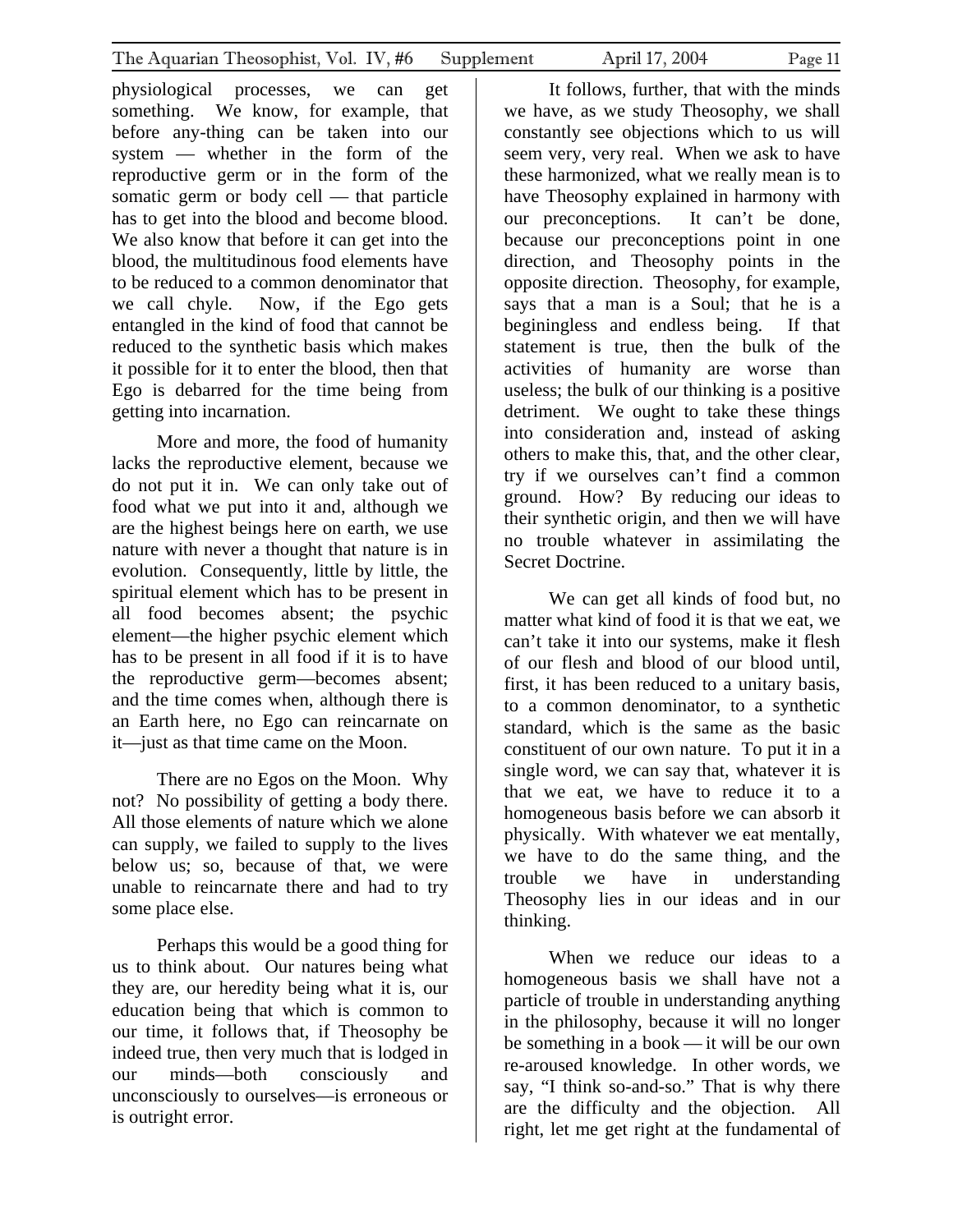physiological processes, we can get something. We know, for example, that before any-thing can be taken into our system — whether in the form of the reproductive germ or in the form of the somatic germ or body cell — that particle has to get into the blood and become blood. We also know that before it can get into the blood, the multitudinous food elements have to be reduced to a common denominator that we call chyle. Now, if the Ego gets entangled in the kind of food that cannot be reduced to the synthetic basis which makes it possible for it to enter the blood, then that Ego is debarred for the time being from getting into incarnation.

More and more, the food of humanity lacks the reproductive element, because we do not put it in. We can only take out of food what we put into it and, although we are the highest beings here on earth, we use nature with never a thought that nature is in evolution. Consequently, little by little, the spiritual element which has to be present in all food becomes absent; the psychic element—the higher psychic element which has to be present in all food if it is to have the reproductive germ—becomes absent; and the time comes when, although there is an Earth here, no Ego can reincarnate on it—just as that time came on the Moon.

There are no Egos on the Moon. Why not? No possibility of getting a body there. All those elements of nature which we alone can supply, we failed to supply to the lives below us; so, because of that, we were unable to reincarnate there and had to try some place else.

Perhaps this would be a good thing for us to think about. Our natures being what they are, our heredity being what it is, our education being that which is common to our time, it follows that, if Theosophy be indeed true, then very much that is lodged in our minds—both consciously and unconsciously to ourselves—is erroneous or is outright error.

It follows, further, that with the minds we have, as we study Theosophy, we shall constantly see objections which to us will seem very, very real. When we ask to have these harmonized, what we really mean is to have Theosophy explained in harmony with our preconceptions. It can't be done, because our preconceptions point in one direction, and Theosophy points in the opposite direction. Theosophy, for example, says that a man is a Soul; that he is a beginingless and endless being. If that statement is true, then the bulk of the activities of humanity are worse than useless; the bulk of our thinking is a positive detriment. We ought to take these things into consideration and, instead of asking others to make this, that, and the other clear, try if we ourselves can't find a common ground. How? By reducing our ideas to their synthetic origin, and then we will have no trouble whatever in assimilating the Secret Doctrine.

We can get all kinds of food but, no matter what kind of food it is that we eat, we can't take it into our systems, make it flesh of our flesh and blood of our blood until, first, it has been reduced to a unitary basis, to a common denominator, to a synthetic standard, which is the same as the basic constituent of our own nature. To put it in a single word, we can say that, whatever it is that we eat, we have to reduce it to a homogeneous basis before we can absorb it physically. With whatever we eat mentally, we have to do the same thing, and the trouble we have in understanding Theosophy lies in our ideas and in our thinking.

When we reduce our ideas to a homogeneous basis we shall have not a particle of trouble in understanding anything in the philosophy, because it will no longer be something in a book — it will be our own re-aroused knowledge. In other words, we say, "I think so-and-so." That is why there are the difficulty and the objection. All right, let me get right at the fundamental of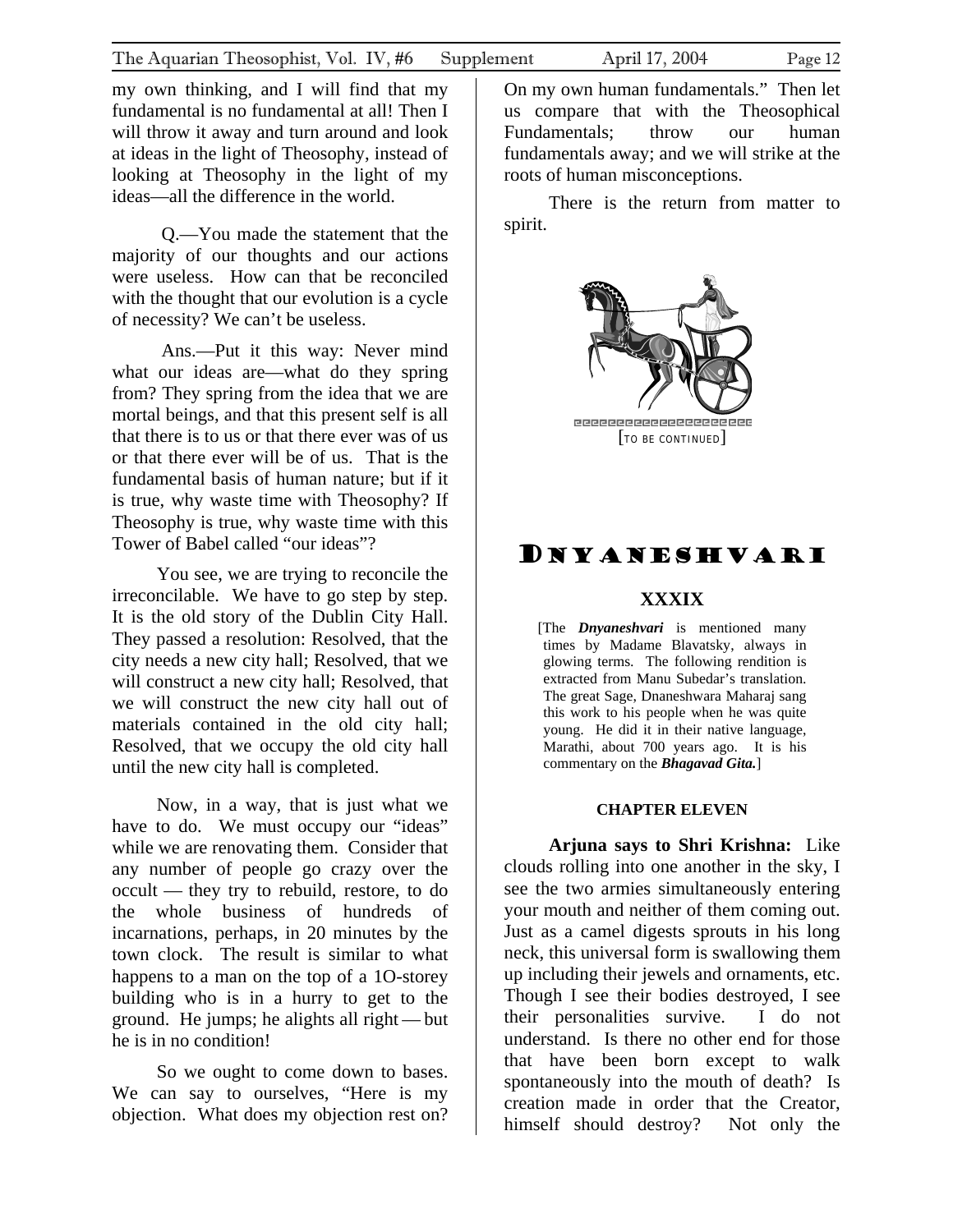my own thinking, and I will find that my fundamental is no fundamental at all! Then I will throw it away and turn around and look at ideas in the light of Theosophy, instead of looking at Theosophy in the light of my ideas—all the difference in the world.

Q.—You made the statement that the majority of our thoughts and our actions were useless. How can that be reconciled with the thought that our evolution is a cycle of necessity? We can't be useless.

Ans.—Put it this way: Never mind what our ideas are—what do they spring from? They spring from the idea that we are mortal beings, and that this present self is all that there is to us or that there ever was of us or that there ever will be of us. That is the fundamental basis of human nature; but if it is true, why waste time with Theosophy? If Theosophy is true, why waste time with this Tower of Babel called "our ideas"?

You see, we are trying to reconcile the irreconcilable. We have to go step by step. It is the old story of the Dublin City Hall. They passed a resolution: Resolved, that the city needs a new city hall; Resolved, that we will construct a new city hall; Resolved, that we will construct the new city hall out of materials contained in the old city hall; Resolved, that we occupy the old city hall until the new city hall is completed.

Now, in a way, that is just what we have to do. We must occupy our "ideas" while we are renovating them. Consider that any number of people go crazy over the occult — they try to rebuild, restore, to do the whole business of hundreds of incarnations, perhaps, in 20 minutes by the town clock. The result is similar to what happens to a man on the top of a 1O-storey building who is in a hurry to get to the ground. He jumps; he alights all right — but he is in no condition!

So we ought to come down to bases. We can say to ourselves, "Here is my objection. What does my objection rest on? On my own human fundamentals." Then let us compare that with the Theosophical Fundamentals; throw our human fundamentals away; and we will strike at the roots of human misconceptions.

There is the return from matter to spirit.

[TO BE CONTINUED]

# DNYANESHVARI

## XXXIX

[The ***Dnyaneshvari*** is mentioned many times by Madame Blavatsky, always in glowing terms. The following rendition is extracted from Manu Subedar's translation. The great Sage, Dnaneshwara Maharaj sang this work to his people when he was quite young. He did it in their native language, Marathi, about 700 years ago. It is his commentary on the ***Bhagavad Gita.***]

### CHAPTER ELEVEN

**Arjuna says to Shri Krishna:** Like clouds rolling into one another in the sky, I see the two armies simultaneously entering your mouth and neither of them coming out. Just as a camel digests sprouts in his long neck, this universal form is swallowing them up including their jewels and ornaments, etc. Though I see their bodies destroyed, I see their personalities survive. I do not understand. Is there no other end for those that have been born except to walk spontaneously into the mouth of death? Is creation made in order that the Creator, himself should destroy? Not only the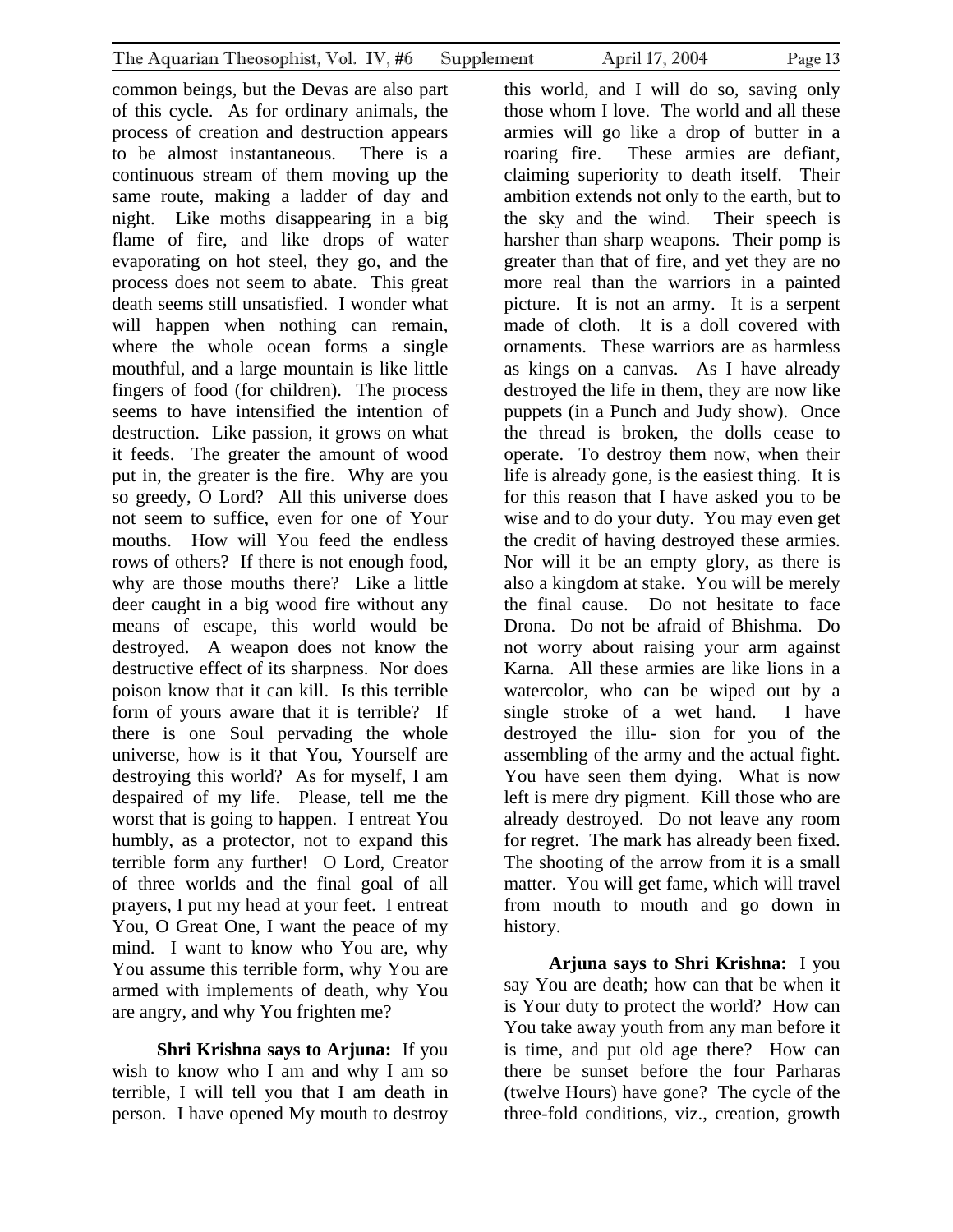common beings, but the Devas are also part of this cycle. As for ordinary animals, the process of creation and destruction appears to be almost instantaneous. There is a continuous stream of them moving up the same route, making a ladder of day and night. Like moths disappearing in a big flame of fire, and like drops of water evaporating on hot steel, they go, and the process does not seem to abate. This great death seems still unsatisfied. I wonder what will happen when nothing can remain, where the whole ocean forms a single mouthful, and a large mountain is like little fingers of food (for children). The process seems to have intensified the intention of destruction. Like passion, it grows on what it feeds. The greater the amount of wood put in, the greater is the fire. Why are you so greedy, O Lord? All this universe does not seem to suffice, even for one of Your mouths. How will You feed the endless rows of others? If there is not enough food, why are those mouths there? Like a little deer caught in a big wood fire without any means of escape, this world would be destroyed. A weapon does not know the destructive effect of its sharpness. Nor does poison know that it can kill. Is this terrible form of yours aware that it is terrible? If there is one Soul pervading the whole universe, how is it that You, Yourself are destroying this world? As for myself, I am despaired of my life. Please, tell me the worst that is going to happen. I entreat You humbly, as a protector, not to expand this terrible form any further! O Lord, Creator of three worlds and the final goal of all prayers, I put my head at your feet. I entreat You, O Great One, I want the peace of my mind. I want to know who You are, why You assume this terrible form, why You are armed with implements of death, why You are angry, and why You frighten me?

**Shri Krishna says to Arjuna:** If you wish to know who I am and why I am so terrible, I will tell you that I am death in person. I have opened My mouth to destroy this world, and I will do so, saving only those whom I love. The world and all these armies will go like a drop of butter in a roaring fire. These armies are defiant, claiming superiority to death itself. Their ambition extends not only to the earth, but to the sky and the wind. Their speech is harsher than sharp weapons. Their pomp is greater than that of fire, and yet they are no more real than the warriors in a painted picture. It is not an army. It is a serpent made of cloth. It is a doll covered with ornaments. These warriors are as harmless as kings on a canvas. As I have already destroyed the life in them, they are now like puppets (in a Punch and Judy show). Once the thread is broken, the dolls cease to operate. To destroy them now, when their life is already gone, is the easiest thing. It is for this reason that I have asked you to be wise and to do your duty. You may even get the credit of having destroyed these armies. Nor will it be an empty glory, as there is also a kingdom at stake. You will be merely the final cause. Do not hesitate to face Drona. Do not be afraid of Bhishma. Do not worry about raising your arm against Karna. All these armies are like lions in a watercolor, who can be wiped out by a single stroke of a wet hand. I have destroyed the illu- sion for you of the assembling of the army and the actual fight. You have seen them dying. What is now left is mere dry pigment. Kill those who are already destroyed. Do not leave any room for regret. The mark has already been fixed. The shooting of the arrow from it is a small matter. You will get fame, which will travel from mouth to mouth and go down in history.

**Arjuna says to Shri Krishna:** I you say You are death; how can that be when it is Your duty to protect the world? How can You take away youth from any man before it is time, and put old age there? How can there be sunset before the four Parharas (twelve Hours) have gone? The cycle of the three-fold conditions, viz., creation, growth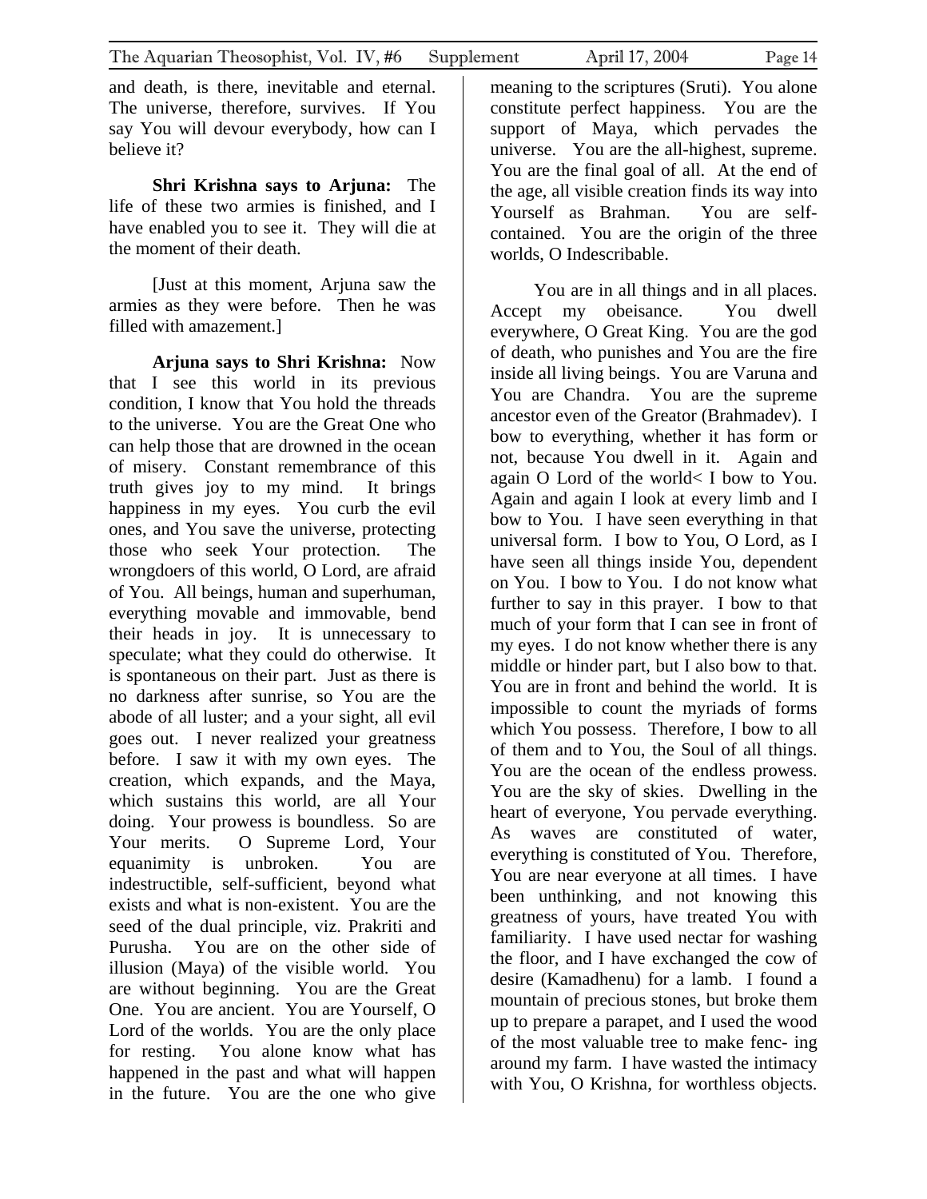and death, is there, inevitable and eternal. The universe, therefore, survives. If You say You will devour everybody, how can I believe it?

**Shri Krishna says to Arjuna:** The life of these two armies is finished, and I have enabled you to see it. They will die at the moment of their death.

[Just at this moment, Arjuna saw the armies as they were before. Then he was filled with amazement.]

**Arjuna says to Shri Krishna:** Now that I see this world in its previous condition, I know that You hold the threads to the universe. You are the Great One who can help those that are drowned in the ocean of misery. Constant remembrance of this truth gives joy to my mind. It brings happiness in my eyes. You curb the evil ones, and You save the universe, protecting those who seek Your protection. The wrongdoers of this world, O Lord, are afraid of You. All beings, human and superhuman, everything movable and immovable, bend their heads in joy. It is unnecessary to speculate; what they could do otherwise. It is spontaneous on their part. Just as there is no darkness after sunrise, so You are the abode of all luster; and a your sight, all evil goes out. I never realized your greatness before. I saw it with my own eyes. The creation, which expands, and the Maya, which sustains this world, are all Your doing. Your prowess is boundless. So are Your merits. O Supreme Lord, Your equanimity is unbroken. You are indestructible, self-sufficient, beyond what exists and what is non-existent. You are the seed of the dual principle, viz. Prakriti and Purusha. You are on the other side of illusion (Maya) of the visible world. You are without beginning. You are the Great One. You are ancient. You are Yourself, O Lord of the worlds. You are the only place for resting. You alone know what has happened in the past and what will happen in the future. You are the one who give meaning to the scriptures (Sruti). You alone constitute perfect happiness. You are the support of Maya, which pervades the universe. You are the all-highest, supreme. You are the final goal of all. At the end of the age, all visible creation finds its way into Yourself as Brahman. You are self-contained. You are the origin of the three worlds, O Indescribable.

You are in all things and in all places. Accept my obeisance. You dwell everywhere, O Great King. You are the god of death, who punishes and You are the fire inside all living beings. You are Varuna and You are Chandra. You are the supreme ancestor even of the Greator (Brahmadev). I bow to everything, whether it has form or not, because You dwell in it. Again and again O Lord of the world< I bow to You. Again and again I look at every limb and I bow to You. I have seen everything in that universal form. I bow to You, O Lord, as I have seen all things inside You, dependent on You. I bow to You. I do not know what further to say in this prayer. I bow to that much of your form that I can see in front of my eyes. I do not know whether there is any middle or hinder part, but I also bow to that. You are in front and behind the world. It is impossible to count the myriads of forms which You possess. Therefore, I bow to all of them and to You, the Soul of all things. You are the ocean of the endless prowess. You are the sky of skies. Dwelling in the heart of everyone, You pervade everything. As waves are constituted of water, everything is constituted of You. Therefore, You are near everyone at all times. I have been unthinking, and not knowing this greatness of yours, have treated You with familiarity. I have used nectar for washing the floor, and I have exchanged the cow of desire (Kamadhenu) for a lamb. I found a mountain of precious stones, but broke them up to prepare a parapet, and I used the wood of the most valuable tree to make fenc- ing around my farm. I have wasted the intimacy with You, O Krishna, for worthless objects.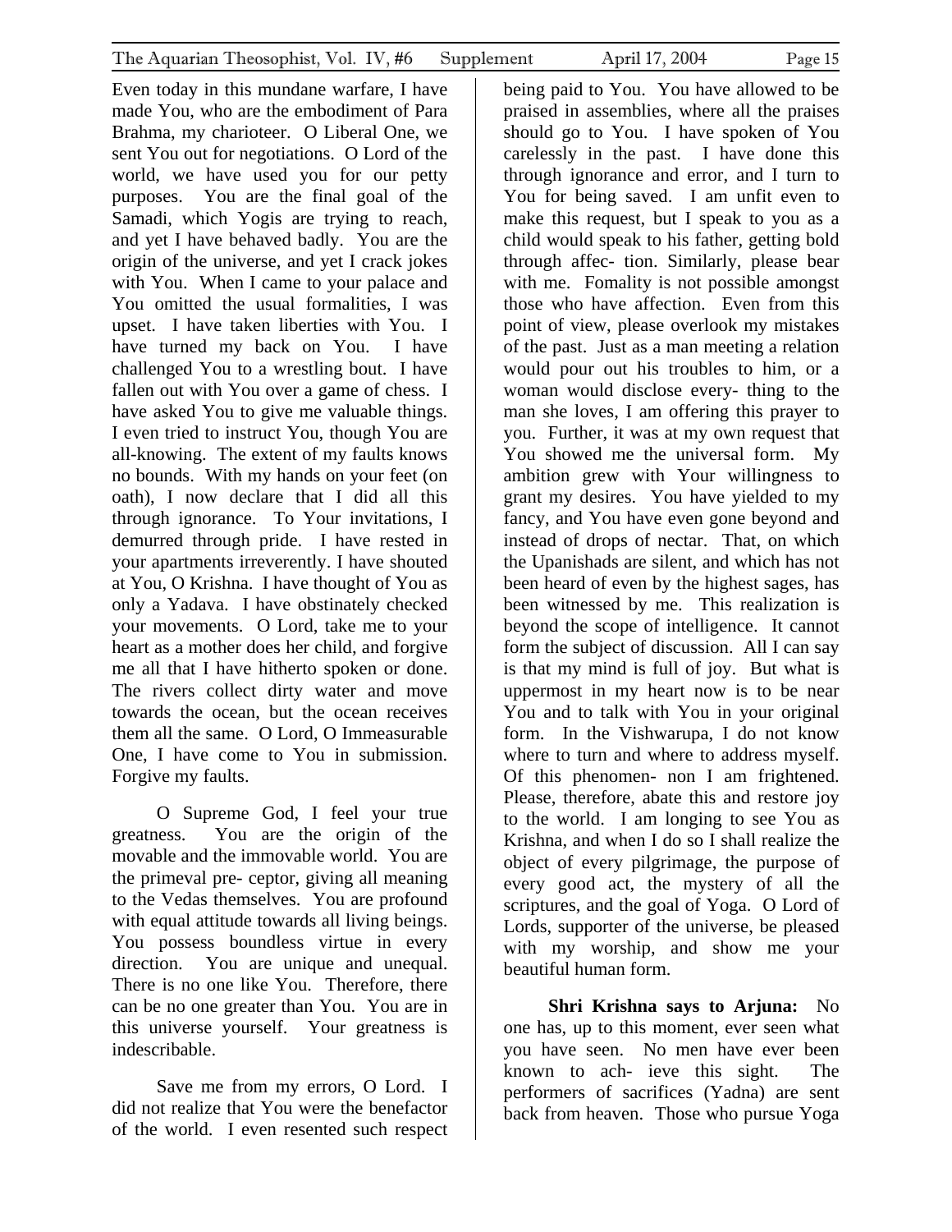Even today in this mundane warfare, I have made You, who are the embodiment of Para Brahma, my charioteer. O Liberal One, we sent You out for negotiations. O Lord of the world, we have used you for our petty purposes. You are the final goal of the Samadi, which Yogis are trying to reach, and yet I have behaved badly. You are the origin of the universe, and yet I crack jokes with You. When I came to your palace and You omitted the usual formalities, I was upset. I have taken liberties with You. I have turned my back on You. I have challenged You to a wrestling bout. I have fallen out with You over a game of chess. I have asked You to give me valuable things. I even tried to instruct You, though You are all-knowing. The extent of my faults knows no bounds. With my hands on your feet (on oath), I now declare that I did all this through ignorance. To Your invitations, I demurred through pride. I have rested in your apartments irreverently. I have shouted at You, O Krishna. I have thought of You as only a Yadava. I have obstinately checked your movements. O Lord, take me to your heart as a mother does her child, and forgive me all that I have hitherto spoken or done. The rivers collect dirty water and move towards the ocean, but the ocean receives them all the same. O Lord, O Immeasurable One, I have come to You in submission. Forgive my faults.

O Supreme God, I feel your true greatness. You are the origin of the movable and the immovable world. You are the primeval pre- ceptor, giving all meaning to the Vedas themselves. You are profound with equal attitude towards all living beings. You possess boundless virtue in every direction. You are unique and unequal. There is no one like You. Therefore, there can be no one greater than You. You are in this universe yourself. Your greatness is indescribable.

Save me from my errors, O Lord. I did not realize that You were the benefactor of the world. I even resented such respect being paid to You. You have allowed to be praised in assemblies, where all the praises should go to You. I have spoken of You carelessly in the past. I have done this through ignorance and error, and I turn to You for being saved. I am unfit even to make this request, but I speak to you as a child would speak to his father, getting bold through affec- tion. Similarly, please bear with me. Fomality is not possible amongst those who have affection. Even from this point of view, please overlook my mistakes of the past. Just as a man meeting a relation would pour out his troubles to him, or a woman would disclose every- thing to the man she loves, I am offering this prayer to you. Further, it was at my own request that You showed me the universal form. My ambition grew with Your willingness to grant my desires. You have yielded to my fancy, and You have even gone beyond and instead of drops of nectar. That, on which the Upanishads are silent, and which has not been heard of even by the highest sages, has been witnessed by me. This realization is beyond the scope of intelligence. It cannot form the subject of discussion. All I can say is that my mind is full of joy. But what is uppermost in my heart now is to be near You and to talk with You in your original form. In the Vishwarupa, I do not know where to turn and where to address myself. Of this phenomen- non I am frightened. Please, therefore, abate this and restore joy to the world. I am longing to see You as Krishna, and when I do so I shall realize the object of every pilgrimage, the purpose of every good act, the mystery of all the scriptures, and the goal of Yoga. O Lord of Lords, supporter of the universe, be pleased with my worship, and show me your beautiful human form.

**Shri Krishna says to Arjuna:** No one has, up to this moment, ever seen what you have seen. No men have ever been known to ach- ieve this sight. The performers of sacrifices (Yadna) are sent back from heaven. Those who pursue Yoga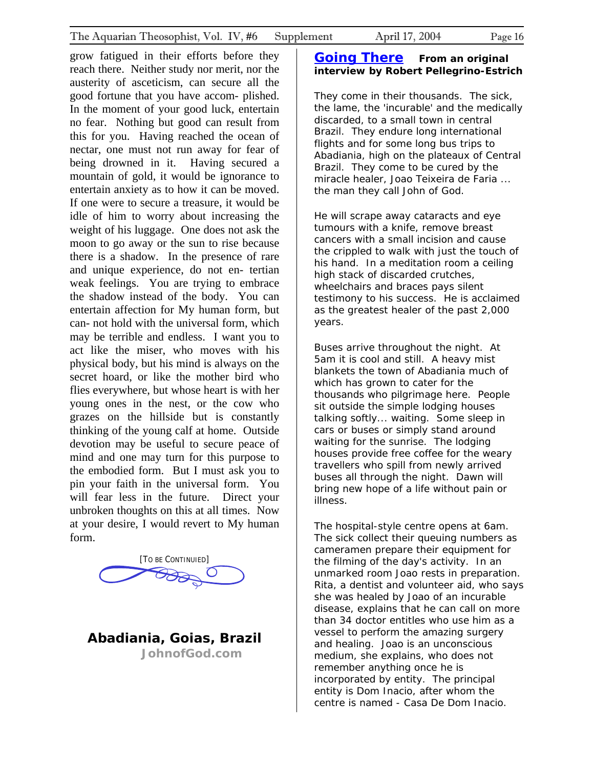grow fatigued in their efforts before they reach there. Neither study nor merit, nor the austerity of asceticism, can secure all the good fortune that you have accom- plished. In the moment of your good luck, entertain no fear. Nothing but good can result from this for you. Having reached the ocean of nectar, one must not run away for fear of being drowned in it. Having secured a mountain of gold, it would be ignorance to entertain anxiety as to how it can be moved. If one were to secure a treasure, it would be idle of him to worry about increasing the weight of his luggage. One does not ask the moon to go away or the sun to rise because there is a shadow. In the presence of rare and unique experience, do not en- tertian weak feelings. You are trying to embrace the shadow instead of the body. You can entertain affection for My human form, but can- not hold with the universal form, which may be terrible and endless. I want you to act like the miser, who moves with his physical body, but his mind is always on the secret hoard, or like the mother bird who flies everywhere, but whose heart is with her young ones in the nest, or the cow who grazes on the hillside but is constantly thinking of the young calf at home. Outside devotion may be useful to secure peace of mind and one may turn for this purpose to the embodied form. But I must ask you to pin your faith in the universal form. You will fear less in the future. Direct your unbroken thoughts on this at all times. Now at your desire, I would revert to My human form.

[TO BE CONTINUIED]

**Abadiania, Goias, Brazil**

**JohnofGod.com**

## Going There

**From an original interview by Robert Pellegrino-Estrich**

They come in their thousands. The sick, the lame, the 'incurable' and the medically discarded, to a small town in central Brazil. They endure long international flights and for some long bus trips to Abadiania, high on the plateaux of Central Brazil. They come to be cured by the miracle healer, Joao Teixeira de Faria ... the man they call John of God.

He will scrape away cataracts and eye tumours with a knife, remove breast cancers with a small incision and cause the crippled to walk with just the touch of his hand. In a meditation room a ceiling high stack of discarded crutches, wheelchairs and braces pays silent testimony to his success. He is acclaimed as the greatest healer of the past 2,000 years.

Buses arrive throughout the night. At 5am it is cool and still. A heavy mist blankets the town of Abadiania much of which has grown to cater for the thousands who pilgrimage here. People sit outside the simple lodging houses talking softly... waiting. Some sleep in cars or buses or simply stand around waiting for the sunrise. The lodging houses provide free coffee for the weary travellers who spill from newly arrived buses all through the night. Dawn will bring new hope of a life without pain or illness.

The hospital-style centre opens at 6am. The sick collect their queuing numbers as cameramen prepare their equipment for the filming of the day's activity. In an unmarked room Joao rests in preparation. Rita, a dentist and volunteer aid, who says she was healed by Joao of an incurable disease, explains that he can call on more than 34 doctor entitles who use him as a vessel to perform the amazing surgery and healing. Joao is an unconscious medium, she explains, who does not remember anything once he is incorporated by entity. The principal entity is Dom Inacio, after whom the centre is named - Casa De Dom Inacio.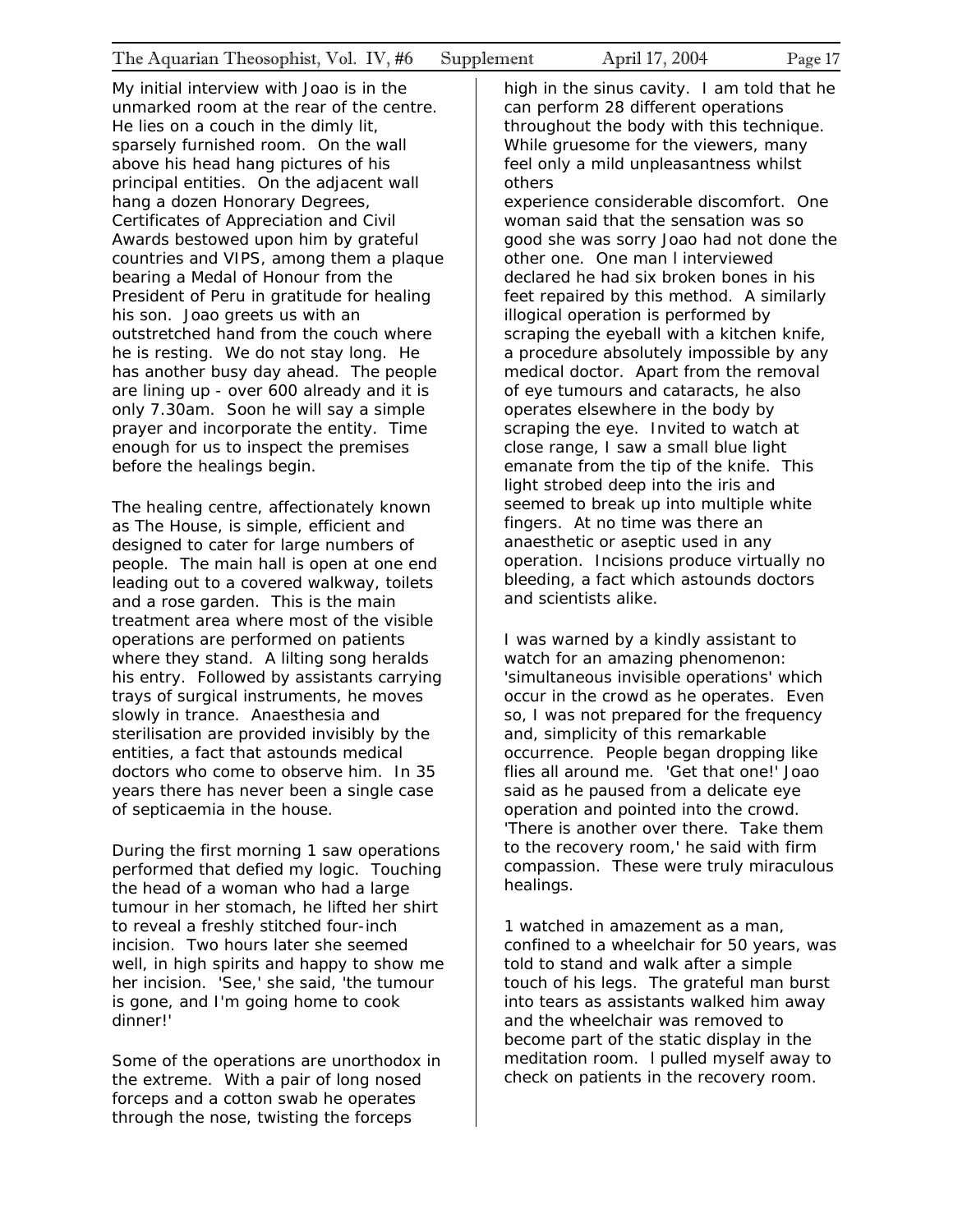My initial interview with Joao is in the unmarked room at the rear of the centre. He lies on a couch in the dimly lit, sparsely furnished room. On the wall above his head hang pictures of his principal entities. On the adjacent wall hang a dozen Honorary Degrees, Certificates of Appreciation and Civil Awards bestowed upon him by grateful countries and VIPS, among them a plaque bearing a Medal of Honour from the President of Peru in gratitude for healing his son. Joao greets us with an outstretched hand from the couch where he is resting. We do not stay long. He has another busy day ahead. The people are lining up - over 600 already and it is only 7.30am. Soon he will say a simple prayer and incorporate the entity. Time enough for us to inspect the premises before the healings begin.

The healing centre, affectionately known as The House, is simple, efficient and designed to cater for large numbers of people. The main hall is open at one end leading out to a covered walkway, toilets and a rose garden. This is the main treatment area where most of the visible operations are performed on patients where they stand. A lilting song heralds his entry. Followed by assistants carrying trays of surgical instruments, he moves slowly in trance. Anaesthesia and sterilisation are provided invisibly by the entities, a fact that astounds medical doctors who come to observe him. In 35 years there has never been a single case of septicaemia in the house.

During the first morning 1 saw operations performed that defied my logic. Touching the head of a woman who had a large tumour in her stomach, he lifted her shirt to reveal a freshly stitched four-inch incision. Two hours later she seemed well, in high spirits and happy to show me her incision. 'See,' she said, 'the tumour is gone, and I'm going home to cook dinner!'

Some of the operations are unorthodox in the extreme. With a pair of long nosed forceps and a cotton swab he operates through the nose, twisting the forceps high in the sinus cavity. I am told that he can perform 28 different operations throughout the body with this technique. While gruesome for the viewers, many feel only a mild unpleasantness whilst others experience considerable discomfort. One woman said that the sensation was so good she was sorry Joao had not done the other one. One man l interviewed declared he had six broken bones in his feet repaired by this method. A similarly illogical operation is performed by scraping the eyeball with a kitchen knife, a procedure absolutely impossible by any medical doctor. Apart from the removal of eye tumours and cataracts, he also operates elsewhere in the body by scraping the eye. Invited to watch at close range, I saw a small blue light emanate from the tip of the knife. This light strobed deep into the iris and seemed to break up into multiple white fingers. At no time was there an anaesthetic or aseptic used in any operation. Incisions produce virtually no bleeding, a fact which astounds doctors and scientists alike.

I was warned by a kindly assistant to watch for an amazing phenomenon: 'simultaneous invisible operations' which occur in the crowd as he operates. Even so, I was not prepared for the frequency and, simplicity of this remarkable occurrence. People began dropping like flies all around me. 'Get that one!' Joao said as he paused from a delicate eye operation and pointed into the crowd. 'There is another over there. Take them to the recovery room,' he said with firm compassion. These were truly miraculous healings.

1 watched in amazement as a man, confined to a wheelchair for 50 years, was told to stand and walk after a simple touch of his legs. The grateful man burst into tears as assistants walked him away and the wheelchair was removed to become part of the static display in the meditation room. l pulled myself away to check on patients in the recovery room.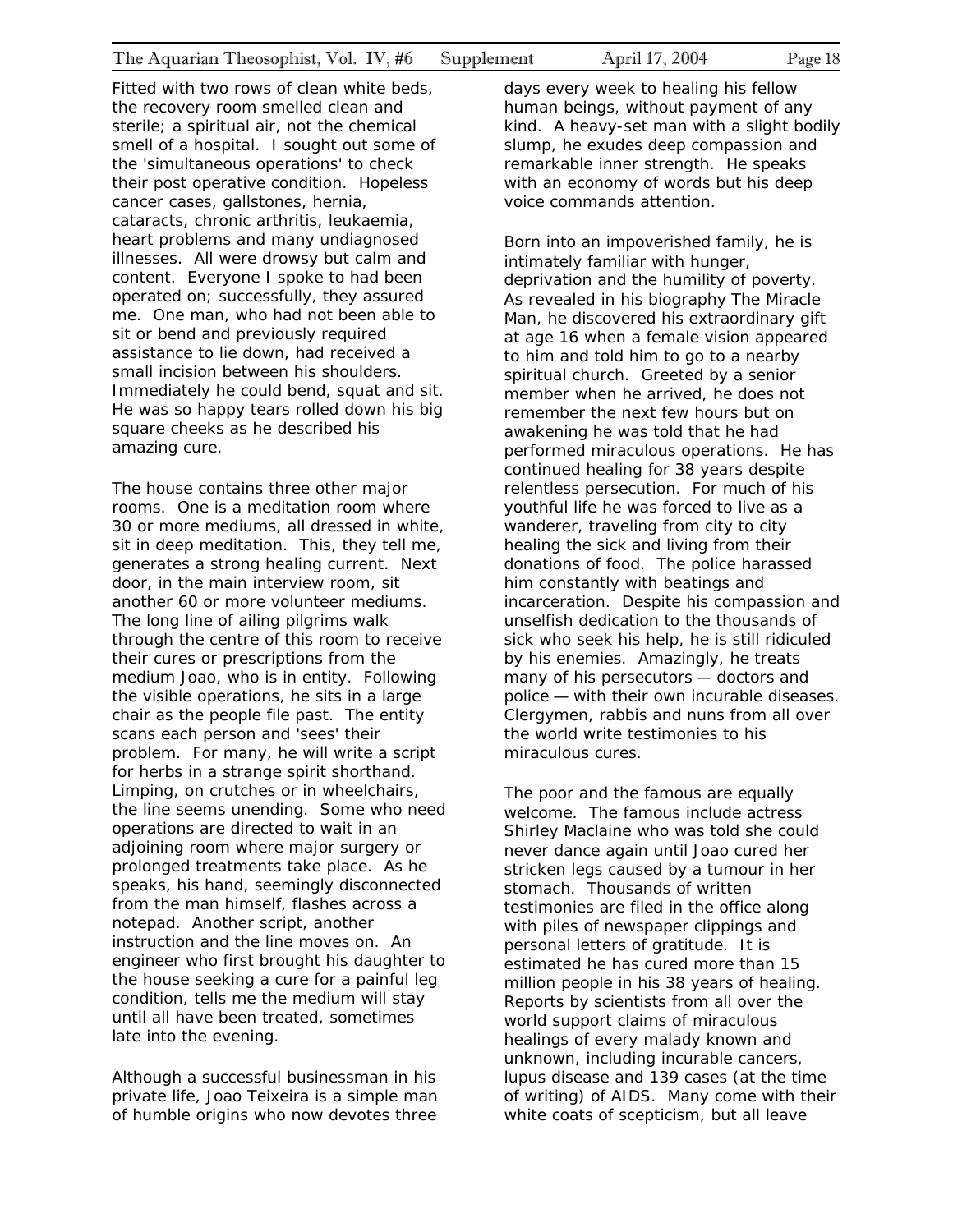Fitted with two rows of clean white beds, the recovery room smelled clean and sterile; a spiritual air, not the chemical smell of a hospital. I sought out some of the 'simultaneous operations' to check their post operative condition. Hopeless cancer cases, gallstones, hernia, cataracts, chronic arthritis, leukaemia, heart problems and many undiagnosed illnesses. All were drowsy but calm and content. Everyone I spoke to had been operated on; successfully, they assured me. One man, who had not been able to sit or bend and previously required assistance to lie down, had received a small incision between his shoulders. Immediately he could bend, squat and sit. He was so happy tears rolled down his big square cheeks as he described his amazing cure.

The house contains three other major rooms. One is a meditation room where 30 or more mediums, all dressed in white, sit in deep meditation. This, they tell me, generates a strong healing current. Next door, in the main interview room, sit another 60 or more volunteer mediums. The long line of ailing pilgrims walk through the centre of this room to receive their cures or prescriptions from the medium Joao, who is in entity. Following the visible operations, he sits in a large chair as the people file past. The entity scans each person and 'sees' their problem. For many, he will write a script for herbs in a strange spirit shorthand. Limping, on crutches or in wheelchairs, the line seems unending. Some who need operations are directed to wait in an adjoining room where major surgery or prolonged treatments take place. As he speaks, his hand, seemingly disconnected from the man himself, flashes across a notepad. Another script, another instruction and the line moves on. An engineer who first brought his daughter to the house seeking a cure for a painful leg condition, tells me the medium will stay until all have been treated, sometimes late into the evening.

Although a successful businessman in his private life, Joao Teixeira is a simple man of humble origins who now devotes three days every week to healing his fellow human beings, without payment of any kind. A heavy-set man with a slight bodily slump, he exudes deep compassion and remarkable inner strength. He speaks with an economy of words but his deep voice commands attention.

Born into an impoverished family, he is intimately familiar with hunger, deprivation and the humility of poverty. As revealed in his biography The Miracle Man, he discovered his extraordinary gift at age 16 when a female vision appeared to him and told him to go to a nearby spiritual church. Greeted by a senior member when he arrived, he does not remember the next few hours but on awakening he was told that he had performed miraculous operations. He has continued healing for 38 years despite relentless persecution. For much of his youthful life he was forced to live as a wanderer, traveling from city to city healing the sick and living from their donations of food. The police harassed him constantly with beatings and incarceration. Despite his compassion and unselfish dedication to the thousands of sick who seek his help, he is still ridiculed by his enemies. Amazingly, he treats many of his persecutors — doctors and police — with their own incurable diseases. Clergymen, rabbis and nuns from all over the world write testimonies to his miraculous cures.

The poor and the famous are equally welcome. The famous include actress Shirley Maclaine who was told she could never dance again until Joao cured her stricken legs caused by a tumour in her stomach. Thousands of written testimonies are filed in the office along with piles of newspaper clippings and personal letters of gratitude. It is estimated he has cured more than 15 million people in his 38 years of healing. Reports by scientists from all over the world support claims of miraculous healings of every malady known and unknown, including incurable cancers, lupus disease and 139 cases (at the time of writing) of AIDS. Many come with their white coats of scepticism, but all leave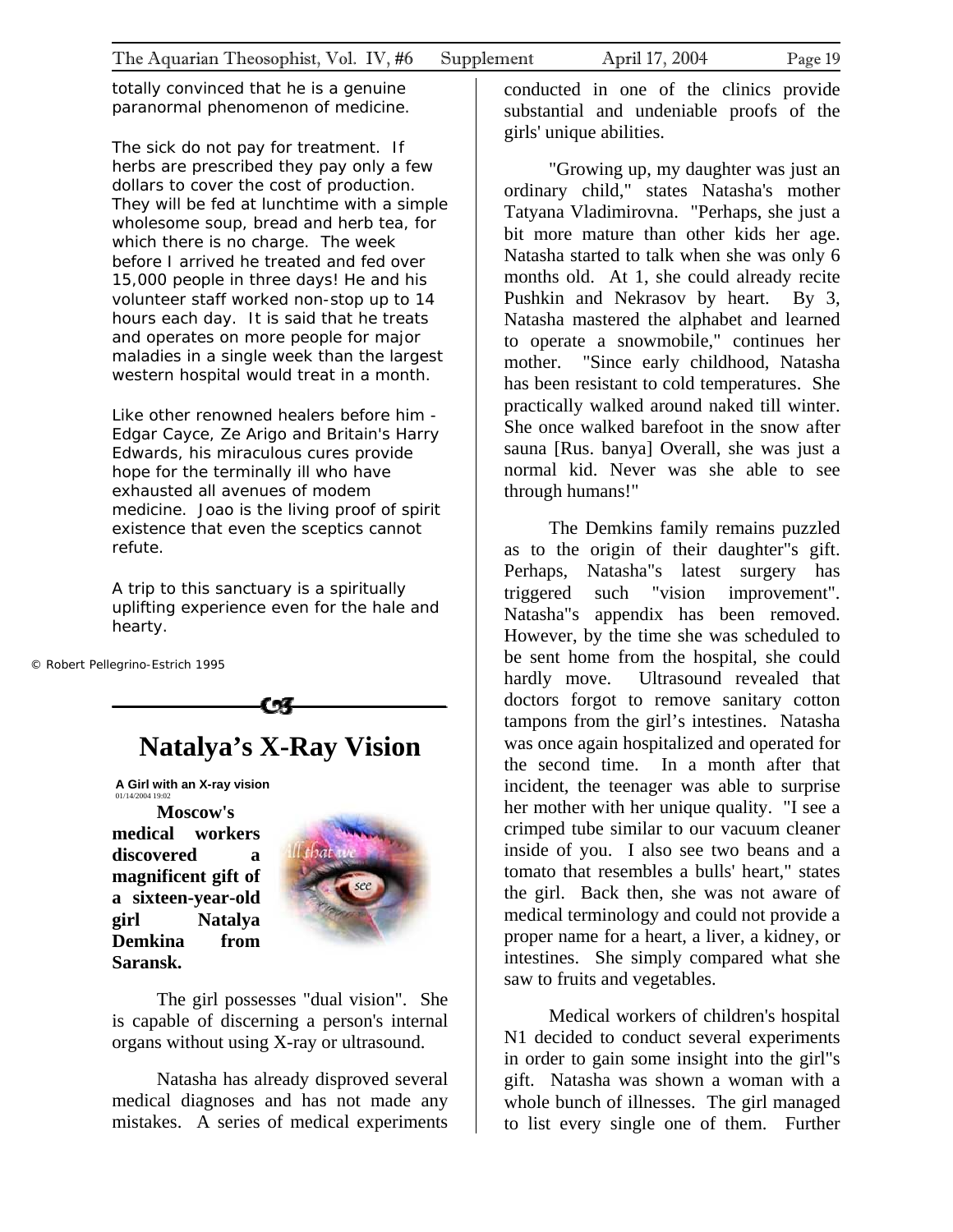totally convinced that he is a genuine paranormal phenomenon of medicine.

The sick do not pay for treatment. If herbs are prescribed they pay only a few dollars to cover the cost of production. They will be fed at lunchtime with a simple wholesome soup, bread and herb tea, for which there is no charge. The week before I arrived he treated and fed over 15,000 people in three days! He and his volunteer staff worked non-stop up to 14 hours each day. It is said that he treats and operates on more people for major maladies in a single week than the largest western hospital would treat in a month.

Like other renowned healers before him - Edgar Cayce, Ze Arigo and Britain's Harry Edwards, his miraculous cures provide hope for the terminally ill who have exhausted all avenues of modem medicine. Joao is the living proof of spirit existence that even the sceptics cannot refute.

A trip to this sanctuary is a spiritually uplifting experience even for the hale and hearty.

© Robert Pellegrino-Estrich 1995

## Natalya's X-Ray Vision

**A Girl with an X-ray vision**
01/14/2004 19:02

**Moscow's medical workers discovered a magnificent gift of a sixteen-year-old girl Natalya Demkina from Saransk.**

The girl possesses "dual vision". She is capable of discerning a person's internal organs without using X-ray or ultrasound.

Natasha has already disproved several medical diagnoses and has not made any mistakes. A series of medical experiments conducted in one of the clinics provide substantial and undeniable proofs of the girls' unique abilities.

"Growing up, my daughter was just an ordinary child," states Natasha's mother Tatyana Vladimirovna. "Perhaps, she just a bit more mature than other kids her age. Natasha started to talk when she was only 6 months old. At 1, she could already recite Pushkin and Nekrasov by heart. By 3, Natasha mastered the alphabet and learned to operate a snowmobile," continues her mother. "Since early childhood, Natasha has been resistant to cold temperatures. She practically walked around naked till winter. She once walked barefoot in the snow after sauna [Rus. banya] Overall, she was just a normal kid. Never was she able to see through humans!"

The Demkins family remains puzzled as to the origin of their daughter"s gift. Perhaps, Natasha"s latest surgery has triggered such "vision improvement". Natasha"s appendix has been removed. However, by the time she was scheduled to be sent home from the hospital, she could hardly move. Ultrasound revealed that doctors forgot to remove sanitary cotton tampons from the girl's intestines. Natasha was once again hospitalized and operated for the second time. In a month after that incident, the teenager was able to surprise her mother with her unique quality. "I see a crimped tube similar to our vacuum cleaner inside of you. I also see two beans and a tomato that resembles a bulls' heart," states the girl. Back then, she was not aware of medical terminology and could not provide a proper name for a heart, a liver, a kidney, or intestines. She simply compared what she saw to fruits and vegetables.

Medical workers of children's hospital N1 decided to conduct several experiments in order to gain some insight into the girl"s gift. Natasha was shown a woman with a whole bunch of illnesses. The girl managed to list every single one of them. Further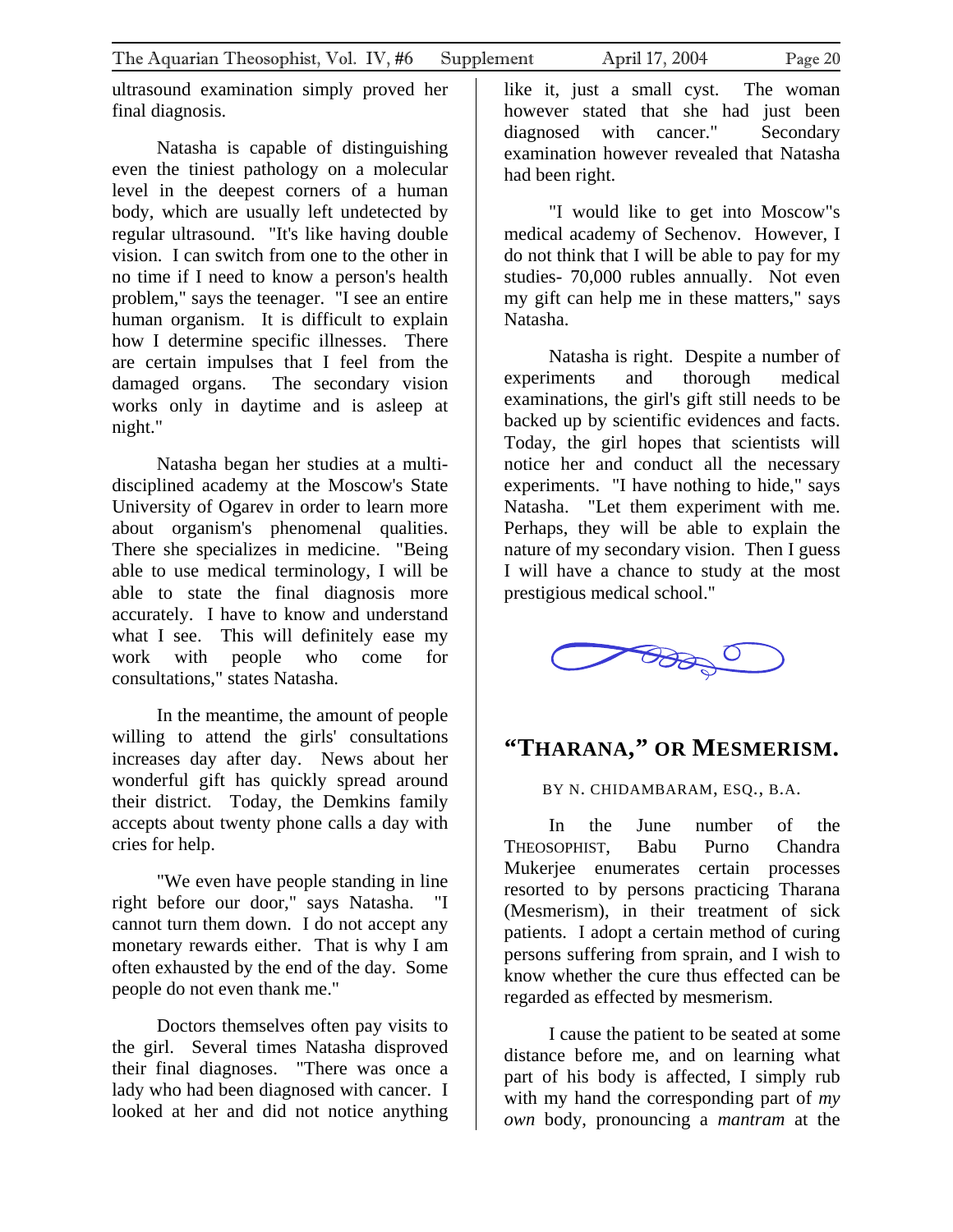ultrasound examination simply proved her final diagnosis.

Natasha is capable of distinguishing even the tiniest pathology on a molecular level in the deepest corners of a human body, which are usually left undetected by regular ultrasound. "It's like having double vision. I can switch from one to the other in no time if I need to know a person's health problem," says the teenager. "I see an entire human organism. It is difficult to explain how I determine specific illnesses. There are certain impulses that I feel from the damaged organs. The secondary vision works only in daytime and is asleep at night."

Natasha began her studies at a multi-disciplined academy at the Moscow's State University of Ogarev in order to learn more about organism's phenomenal qualities. There she specializes in medicine. "Being able to use medical terminology, I will be able to state the final diagnosis more accurately. I have to know and understand what I see. This will definitely ease my work with people who come for consultations," states Natasha.

In the meantime, the amount of people willing to attend the girls' consultations increases day after day. News about her wonderful gift has quickly spread around their district. Today, the Demkins family accepts about twenty phone calls a day with cries for help.

"We even have people standing in line right before our door," says Natasha. "I cannot turn them down. I do not accept any monetary rewards either. That is why I am often exhausted by the end of the day. Some people do not even thank me."

Doctors themselves often pay visits to the girl. Several times Natasha disproved their final diagnoses. "There was once a lady who had been diagnosed with cancer. I looked at her and did not notice anything like it, just a small cyst. The woman however stated that she had just been diagnosed with cancer." Secondary examination however revealed that Natasha had been right.

"I would like to get into Moscow"s medical academy of Sechenov. However, I do not think that I will be able to pay for my studies- 70,000 rubles annually. Not even my gift can help me in these matters," says Natasha.

Natasha is right. Despite a number of experiments and thorough medical examinations, the girl's gift still needs to be backed up by scientific evidences and facts. Today, the girl hopes that scientists will notice her and conduct all the necessary experiments. "I have nothing to hide," says Natasha. "Let them experiment with me. Perhaps, they will be able to explain the nature of my secondary vision. Then I guess I will have a chance to study at the most prestigious medical school."

## "THARANA," OR MESMERISM.

BY N. CHIDAMBARAM, ESQ., B.A.

In the June number of the THEOSOPHIST, Babu Purno Chandra Mukerjee enumerates certain processes resorted to by persons practicing Tharana (Mesmerism), in their treatment of sick patients. I adopt a certain method of curing persons suffering from sprain, and I wish to know whether the cure thus effected can be regarded as effected by mesmerism.

I cause the patient to be seated at some distance before me, and on learning what part of his body is affected, I simply rub with my hand the corresponding part of *my own* body, pronouncing a *mantram* at the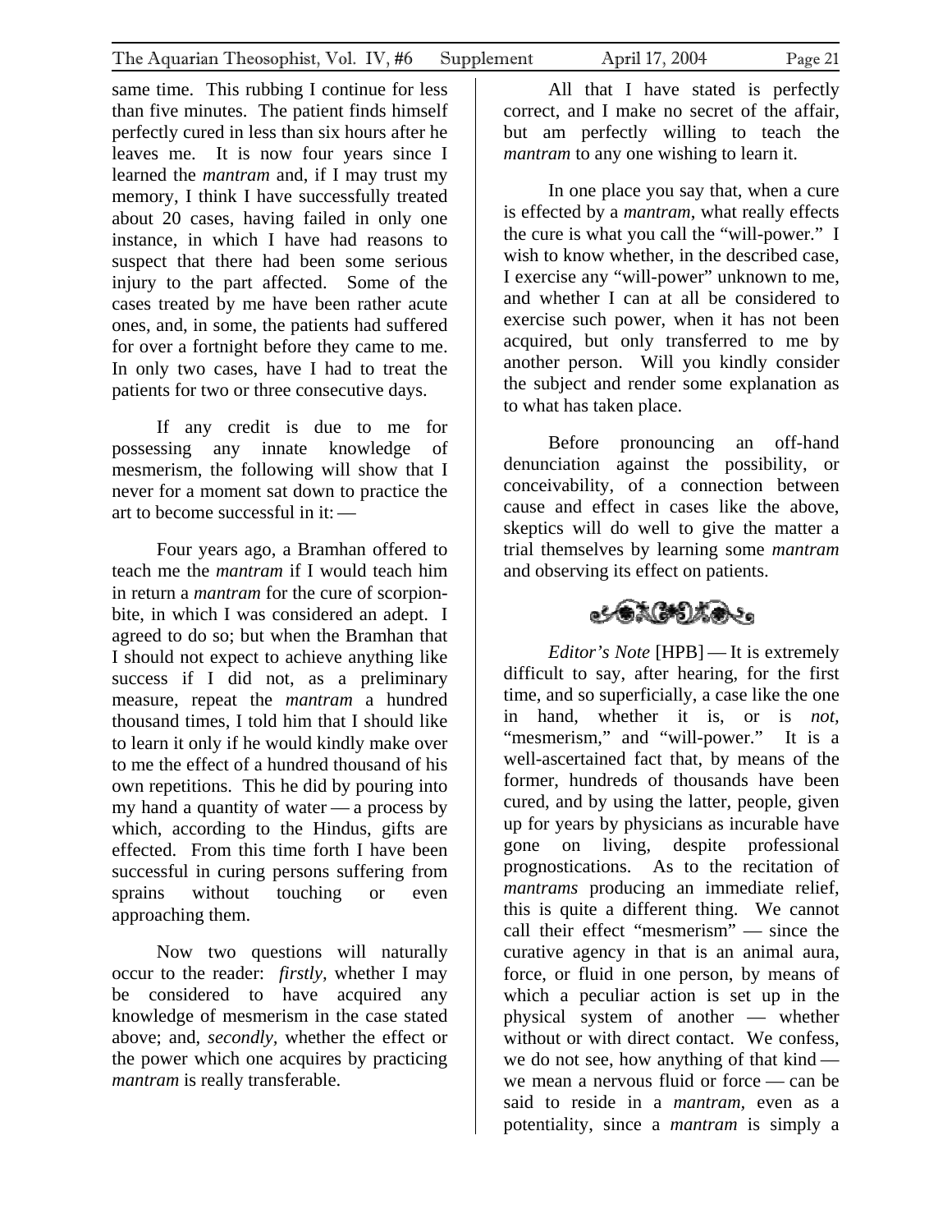same time. This rubbing I continue for less than five minutes. The patient finds himself perfectly cured in less than six hours after he leaves me. It is now four years since I learned the *mantram* and, if I may trust my memory, I think I have successfully treated about 20 cases, having failed in only one instance, in which I have had reasons to suspect that there had been some serious injury to the part affected. Some of the cases treated by me have been rather acute ones, and, in some, the patients had suffered for over a fortnight before they came to me. In only two cases, have I had to treat the patients for two or three consecutive days.

If any credit is due to me for possessing any innate knowledge of mesmerism, the following will show that I never for a moment sat down to practice the art to become successful in it: —

Four years ago, a Bramhan offered to teach me the *mantram* if I would teach him in return a *mantram* for the cure of scorpion-bite, in which I was considered an adept. I agreed to do so; but when the Bramhan that I should not expect to achieve anything like success if I did not, as a preliminary measure, repeat the *mantram* a hundred thousand times, I told him that I should like to learn it only if he would kindly make over to me the effect of a hundred thousand of his own repetitions. This he did by pouring into my hand a quantity of water — a process by which, according to the Hindus, gifts are effected. From this time forth I have been successful in curing persons suffering from sprains without touching or even approaching them.

Now two questions will naturally occur to the reader: *firstly,* whether I may be considered to have acquired any knowledge of mesmerism in the case stated above; and, *secondly,* whether the effect or the power which one acquires by practicing *mantram* is really transferable.

All that I have stated is perfectly correct, and I make no secret of the affair, but am perfectly willing to teach the *mantram* to any one wishing to learn it.

In one place you say that, when a cure is effected by a *mantram*, what really effects the cure is what you call the "will-power." I wish to know whether, in the described case, I exercise any "will-power" unknown to me, and whether I can at all be considered to exercise such power, when it has not been acquired, but only transferred to me by another person. Will you kindly consider the subject and render some explanation as to what has taken place.

Before pronouncing an off-hand denunciation against the possibility, or conceivability, of a connection between cause and effect in cases like the above, skeptics will do well to give the matter a trial themselves by learning some *mantram* and observing its effect on patients.

*Editor's Note* [HPB] — It is extremely difficult to say, after hearing, for the first time, and so superficially, a case like the one in hand, whether it is, or is *not,* "mesmerism," and "will-power." It is a well-ascertained fact that, by means of the former, hundreds of thousands have been cured, and by using the latter, people, given up for years by physicians as incurable have gone on living, despite professional prognostications. As to the recitation of *mantrams* producing an immediate relief, this is quite a different thing. We cannot call their effect "mesmerism" — since the curative agency in that is an animal aura, force, or fluid in one person, by means of which a peculiar action is set up in the physical system of another — whether without or with direct contact. We confess, we do not see, how anything of that kind — we mean a nervous fluid or force — can be said to reside in a *mantram,* even as a potentiality, since a *mantram* is simply a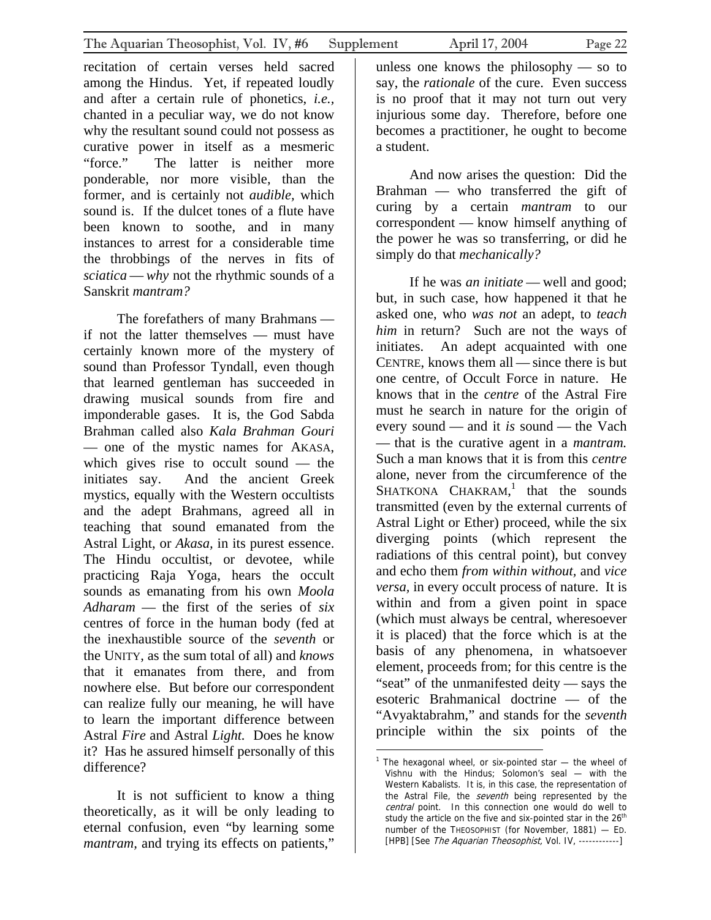recitation of certain verses held sacred among the Hindus. Yet, if repeated loudly and after a certain rule of phonetics, *i.e.,* chanted in a peculiar way, we do not know why the resultant sound could not possess as curative power in itself as a mesmeric "force." The latter is neither more ponderable, nor more visible, than the former, and is certainly not *audible,* which sound is. If the dulcet tones of a flute have been known to soothe, and in many instances to arrest for a considerable time the throbbings of the nerves in fits of *sciatica* — *why* not the rhythmic sounds of a Sanskrit *mantram?*

The forefathers of many Brahmans — if not the latter themselves — must have certainly known more of the mystery of sound than Professor Tyndall, even though that learned gentleman has succeeded in drawing musical sounds from fire and imponderable gases. It is, the God Sabda Brahman called also *Kala Brahman Gouri* — one of the mystic names for AKASA, which gives rise to occult sound — the initiates say. And the ancient Greek mystics, equally with the Western occultists and the adept Brahmans, agreed all in teaching that sound emanated from the Astral Light, or *Akasa,* in its purest essence. The Hindu occultist, or devotee, while practicing Raja Yoga, hears the occult sounds as emanating from his own *Moola Adharam* — the first of the series of *six* centres of force in the human body (fed at the inexhaustible source of the *seventh* or the UNITY, as the sum total of all) and *knows* that it emanates from there, and from nowhere else. But before our correspondent can realize fully our meaning, he will have to learn the important difference between Astral *Fire* and Astral *Light.* Does he know it? Has he assured himself personally of this difference?

It is not sufficient to know a thing theoretically, as it will be only leading to eternal confusion, even "by learning some *mantram,* and trying its effects on patients," unless one knows the philosophy — so to say, the *rationale* of the cure. Even success is no proof that it may not turn out very injurious some day. Therefore, before one becomes a practitioner, he ought to become a student.

And now arises the question: Did the Brahman — who transferred the gift of curing by a certain *mantram* to our correspondent — know himself anything of the power he was so transferring, or did he simply do that *mechanically?*

If he was *an initiate* — well and good; but, in such case, how happened it that he asked one, who *was not* an adept, to *teach him* in return? Such are not the ways of initiates. An adept acquainted with one CENTRE, knows them all — since there is but one centre, of Occult Force in nature. He knows that in the *centre* of the Astral Fire must he search in nature for the origin of every sound — and it *is* sound — the Vach — that is the curative agent in a *mantram.* Such a man knows that it is from this *centre* alone, never from the circumference of the SHATKONA CHAKRAM,[1] that the sounds transmitted (even by the external currents of Astral Light or Ether) proceed, while the six diverging points (which represent the radiations of this central point), but convey and echo them *from within without,* and *vice versa,* in every occult process of nature. It is within and from a given point in space (which must always be central, wheresoever it is placed) that the force which is at the basis of any phenomena, in whatsoever element, proceeds from; for this centre is the "seat" of the unmanifested deity — says the esoteric Brahmanical doctrine — of the "Avyaktabrahm," and stands for the *seventh* principle within the six points of the

---

[1] The hexagonal wheel, or six-pointed star — the wheel of Vishnu with the Hindus; Solomon's seal — with the Western Kabalists. It is, in this case, the representation of the Astral File, the *seventh* being represented by the *central* point. In this connection one would do well to study the article on the five and six-pointed star in the 26th number of the THEOSOPHIST (for November, 1881) — ED. [HPB] [See *The Aquarian Theosophist,* Vol. IV, ------------]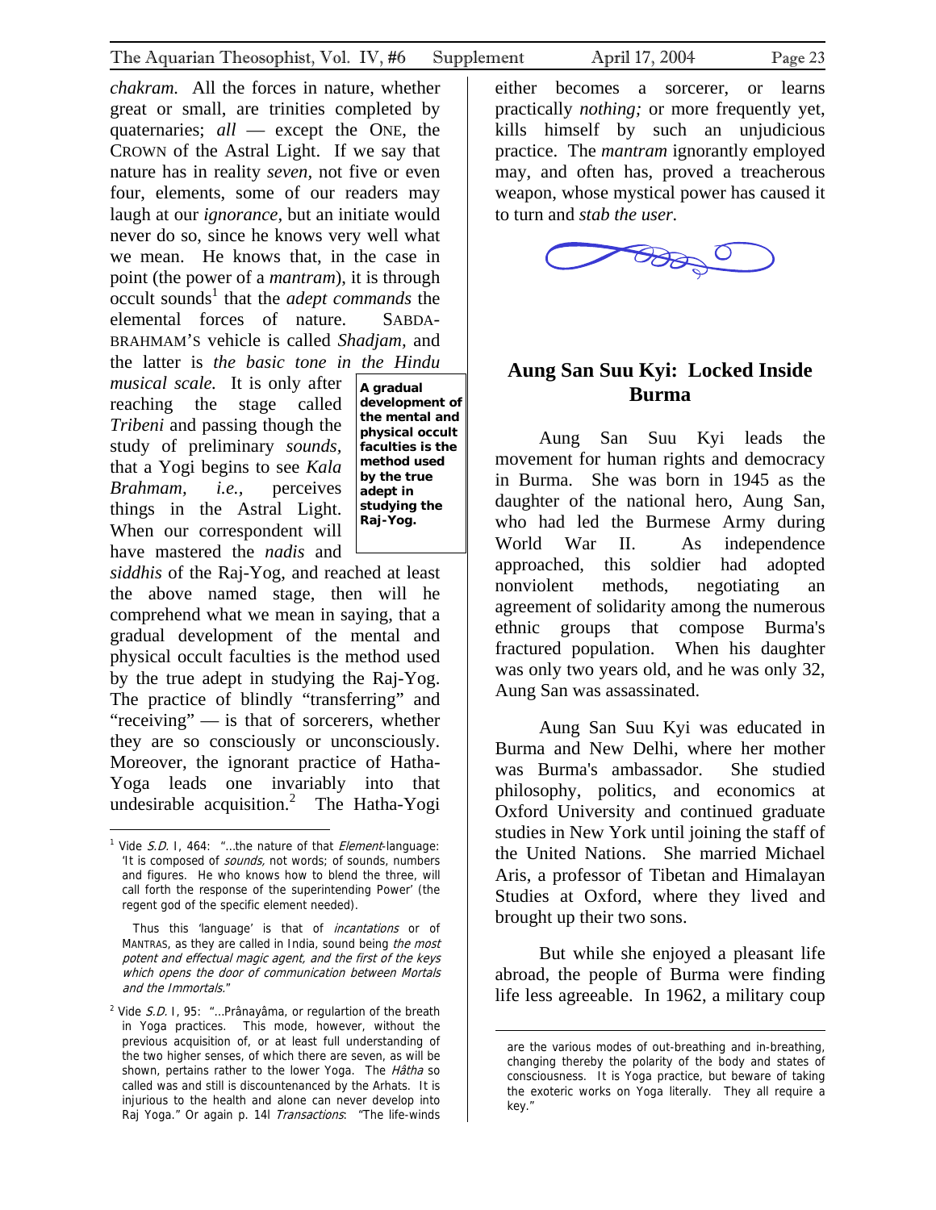*chakram.* All the forces in nature, whether great or small, are trinities completed by quaternaries; *all* — except the ONE, the CROWN of the Astral Light. If we say that nature has in reality *seven,* not five or even four, elements, some of our readers may laugh at our *ignorance,* but an initiate would never do so, since he knows very well what we mean. He knows that, in the case in point (the power of a *mantram*), it is through occult sounds[1] that the *adept commands* the elemental forces of nature. SABDA-BRAHMAM'S vehicle is called *Shadjam,* and the latter is *the basic tone in the Hindu musical scale.* It is only after reaching the stage called *Tribeni* and passing though the study of preliminary *sounds,* that a Yogi begins to see *Kala Brahmam, i.e.,* perceives things in the Astral Light. When our correspondent will have mastered the *nadis* and *siddhis* of the Raj-Yog, and reached at least the above named stage, then will he comprehend what we mean in saying, that a gradual development of the mental and physical occult faculties is the method used by the true adept in studying the Raj-Yog. The practice of blindly "transferring" and "receiving" — is that of sorcerers, whether they are so consciously or unconsciously. Moreover, the ignorant practice of Hatha-Yoga leads one invariably into that undesirable acquisition.[2] The Hatha-Yogi either becomes a sorcerer, or learns practically *nothing;* or more frequently yet, kills himself by such an unjudicious practice. The *mantram* ignorantly employed may, and often has, proved a treacherous weapon, whose mystical power has caused it to turn and *stab the user.*

> **A gradual development of the mental and physical occult faculties is the method used by the true adept in studying the Raj-Yog.**

## Aung San Suu Kyi: Locked Inside Burma

Aung San Suu Kyi leads the movement for human rights and democracy in Burma. She was born in 1945 as the daughter of the national hero, Aung San, who had led the Burmese Army during World War II. As independence approached, this soldier had adopted nonviolent methods, negotiating an agreement of solidarity among the numerous ethnic groups that compose Burma's fractured population. When his daughter was only two years old, and he was only 32, Aung San was assassinated.

Aung San Suu Kyi was educated in Burma and New Delhi, where her mother was Burma's ambassador. She studied philosophy, politics, and economics at Oxford University and continued graduate studies in New York until joining the staff of the United Nations. She married Michael Aris, a professor of Tibetan and Himalayan Studies at Oxford, where they lived and brought up their two sons.

But while she enjoyed a pleasant life abroad, the people of Burma were finding life less agreeable. In 1962, a military coup

---

[1] Vide *S.D.* I, 464: "...the nature of that *Element*-language: 'It is composed of *sounds,* not words; of sounds, numbers and figures. He who knows how to blend the three, will call forth the response of the superintending Power' (the regent god of the specific element needed).

Thus this 'language' is that of *incantations* or of MANTRAS, as they are called in India, sound being *the most potent and effectual magic agent, and the first of the keys which opens the door of communication between Mortals and the Immortals.*"

[2] Vide *S.D.* I, 95: "...Prânayâma, or regulartion of the breath in Yoga practices. This mode, however, without the previous acquisition of, or at least full understanding of the two higher senses, of which there are seven, as will be shown, pertains rather to the lower Yoga. The *Hâtha* so called was and still is discountenanced by the Arhats. It is injurious to the health and alone can never develop into Raj Yoga." Or again p. 14l *Transactions*: "The life-winds are the various modes of out-breathing and in-breathing, changing thereby the polarity of the body and states of consciousness. It is Yoga practice, but beware of taking the exoteric works on Yoga literally. They all require a key."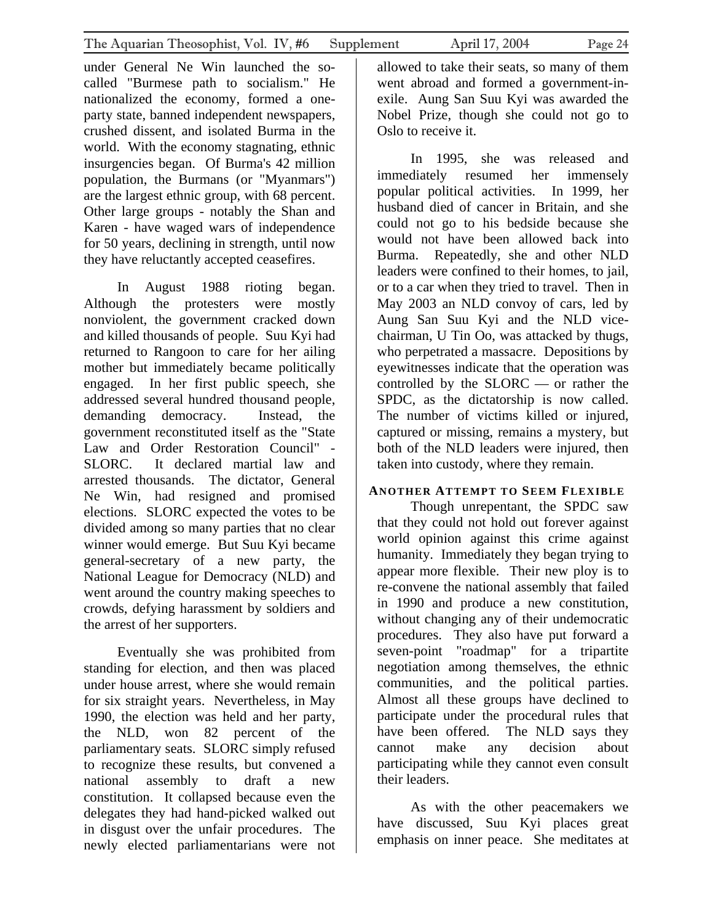under General Ne Win launched the so-called "Burmese path to socialism." He nationalized the economy, formed a one-party state, banned independent newspapers, crushed dissent, and isolated Burma in the world. With the economy stagnating, ethnic insurgencies began. Of Burma's 42 million population, the Burmans (or "Myanmars") are the largest ethnic group, with 68 percent. Other large groups - notably the Shan and Karen - have waged wars of independence for 50 years, declining in strength, until now they have reluctantly accepted ceasefires.

In August 1988 rioting began. Although the protesters were mostly nonviolent, the government cracked down and killed thousands of people. Suu Kyi had returned to Rangoon to care for her ailing mother but immediately became politically engaged. In her first public speech, she addressed several hundred thousand people, demanding democracy. Instead, the government reconstituted itself as the "State Law and Order Restoration Council" - SLORC. It declared martial law and arrested thousands. The dictator, General Ne Win, had resigned and promised elections. SLORC expected the votes to be divided among so many parties that no clear winner would emerge. But Suu Kyi became general-secretary of a new party, the National League for Democracy (NLD) and went around the country making speeches to crowds, defying harassment by soldiers and the arrest of her supporters.

Eventually she was prohibited from standing for election, and then was placed under house arrest, where she would remain for six straight years. Nevertheless, in May 1990, the election was held and her party, the NLD, won 82 percent of the parliamentary seats. SLORC simply refused to recognize these results, but convened a national assembly to draft a new constitution. It collapsed because even the delegates they had hand-picked walked out in disgust over the unfair procedures. The newly elected parliamentarians were not allowed to take their seats, so many of them went abroad and formed a government-in-exile. Aung San Suu Kyi was awarded the Nobel Prize, though she could not go to Oslo to receive it.

In 1995, she was released and immediately resumed her immensely popular political activities. In 1999, her husband died of cancer in Britain, and she could not go to his bedside because she would not have been allowed back into Burma. Repeatedly, she and other NLD leaders were confined to their homes, to jail, or to a car when they tried to travel. Then in May 2003 an NLD convoy of cars, led by Aung San Suu Kyi and the NLD vice-chairman, U Tin Oo, was attacked by thugs, who perpetrated a massacre. Depositions by eyewitnesses indicate that the operation was controlled by the SLORC — or rather the SPDC, as the dictatorship is now called. The number of victims killed or injured, captured or missing, remains a mystery, but both of the NLD leaders were injured, then taken into custody, where they remain.

### Another Attempt to Seem Flexible

Though unrepentant, the SPDC saw that they could not hold out forever against world opinion against this crime against humanity. Immediately they began trying to appear more flexible. Their new ploy is to re-convene the national assembly that failed in 1990 and produce a new constitution, without changing any of their undemocratic procedures. They also have put forward a seven-point "roadmap" for a tripartite negotiation among themselves, the ethnic communities, and the political parties. Almost all these groups have declined to participate under the procedural rules that have been offered. The NLD says they cannot make any decision about participating while they cannot even consult their leaders.

As with the other peacemakers we have discussed, Suu Kyi places great emphasis on inner peace. She meditates at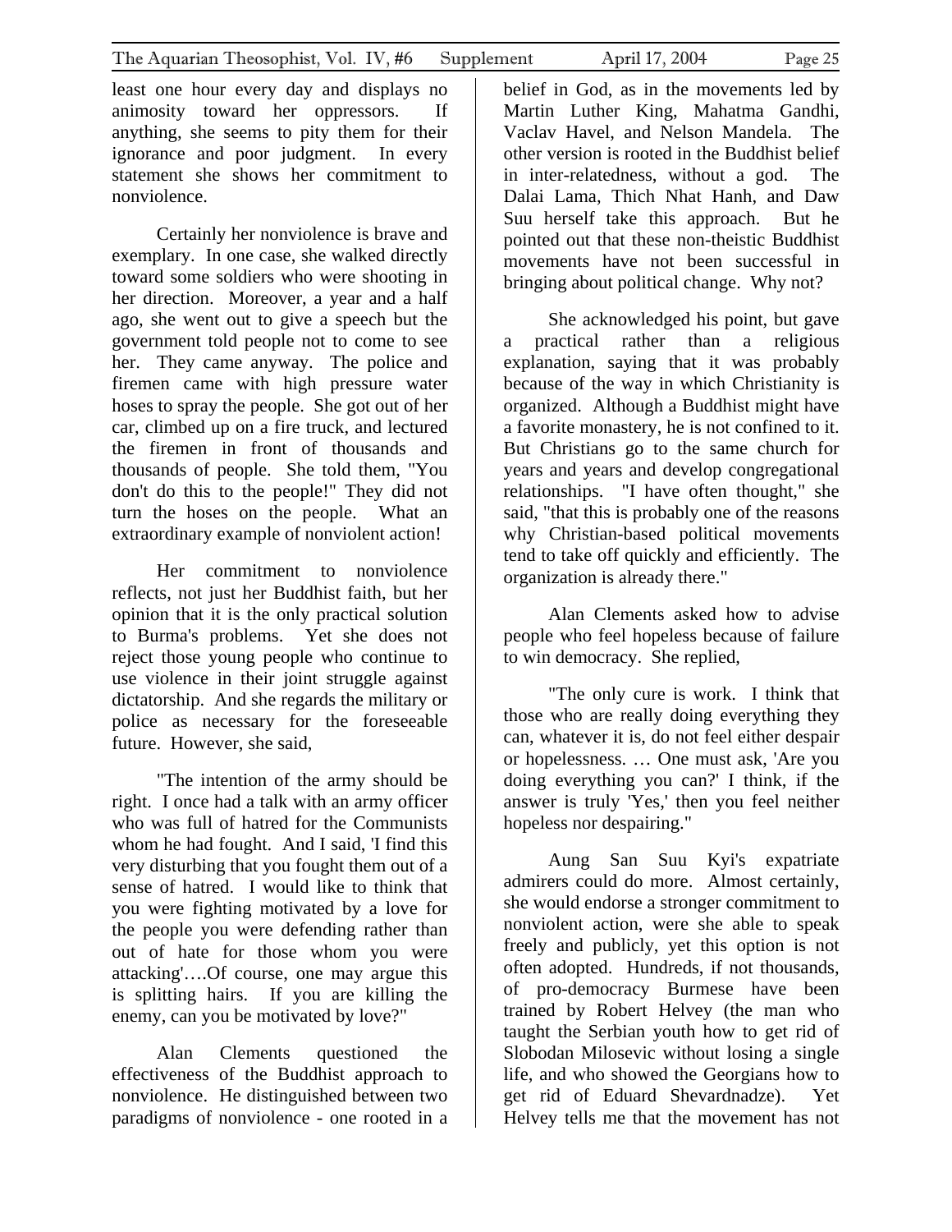least one hour every day and displays no animosity toward her oppressors. If anything, she seems to pity them for their ignorance and poor judgment. In every statement she shows her commitment to nonviolence.

Certainly her nonviolence is brave and exemplary. In one case, she walked directly toward some soldiers who were shooting in her direction. Moreover, a year and a half ago, she went out to give a speech but the government told people not to come to see her. They came anyway. The police and firemen came with high pressure water hoses to spray the people. She got out of her car, climbed up on a fire truck, and lectured the firemen in front of thousands and thousands of people. She told them, "You don't do this to the people!" They did not turn the hoses on the people. What an extraordinary example of nonviolent action!

Her commitment to nonviolence reflects, not just her Buddhist faith, but her opinion that it is the only practical solution to Burma's problems. Yet she does not reject those young people who continue to use violence in their joint struggle against dictatorship. And she regards the military or police as necessary for the foreseeable future. However, she said,

"The intention of the army should be right. I once had a talk with an army officer who was full of hatred for the Communists whom he had fought. And I said, 'I find this very disturbing that you fought them out of a sense of hatred. I would like to think that you were fighting motivated by a love for the people you were defending rather than out of hate for those whom you were attacking'….Of course, one may argue this is splitting hairs. If you are killing the enemy, can you be motivated by love?"

Alan Clements questioned the effectiveness of the Buddhist approach to nonviolence. He distinguished between two paradigms of nonviolence - one rooted in a belief in God, as in the movements led by Martin Luther King, Mahatma Gandhi, Vaclav Havel, and Nelson Mandela. The other version is rooted in the Buddhist belief in inter-relatedness, without a god. The Dalai Lama, Thich Nhat Hanh, and Daw Suu herself take this approach. But he pointed out that these non-theistic Buddhist movements have not been successful in bringing about political change. Why not?

She acknowledged his point, but gave a practical rather than a religious explanation, saying that it was probably because of the way in which Christianity is organized. Although a Buddhist might have a favorite monastery, he is not confined to it. But Christians go to the same church for years and years and develop congregational relationships. "I have often thought," she said, "that this is probably one of the reasons why Christian-based political movements tend to take off quickly and efficiently. The organization is already there."

Alan Clements asked how to advise people who feel hopeless because of failure to win democracy. She replied,

"The only cure is work. I think that those who are really doing everything they can, whatever it is, do not feel either despair or hopelessness. … One must ask, 'Are you doing everything you can?' I think, if the answer is truly 'Yes,' then you feel neither hopeless nor despairing."

Aung San Suu Kyi's expatriate admirers could do more. Almost certainly, she would endorse a stronger commitment to nonviolent action, were she able to speak freely and publicly, yet this option is not often adopted. Hundreds, if not thousands, of pro-democracy Burmese have been trained by Robert Helvey (the man who taught the Serbian youth how to get rid of Slobodan Milosevic without losing a single life, and who showed the Georgians how to get rid of Eduard Shevardnadze). Yet Helvey tells me that the movement has not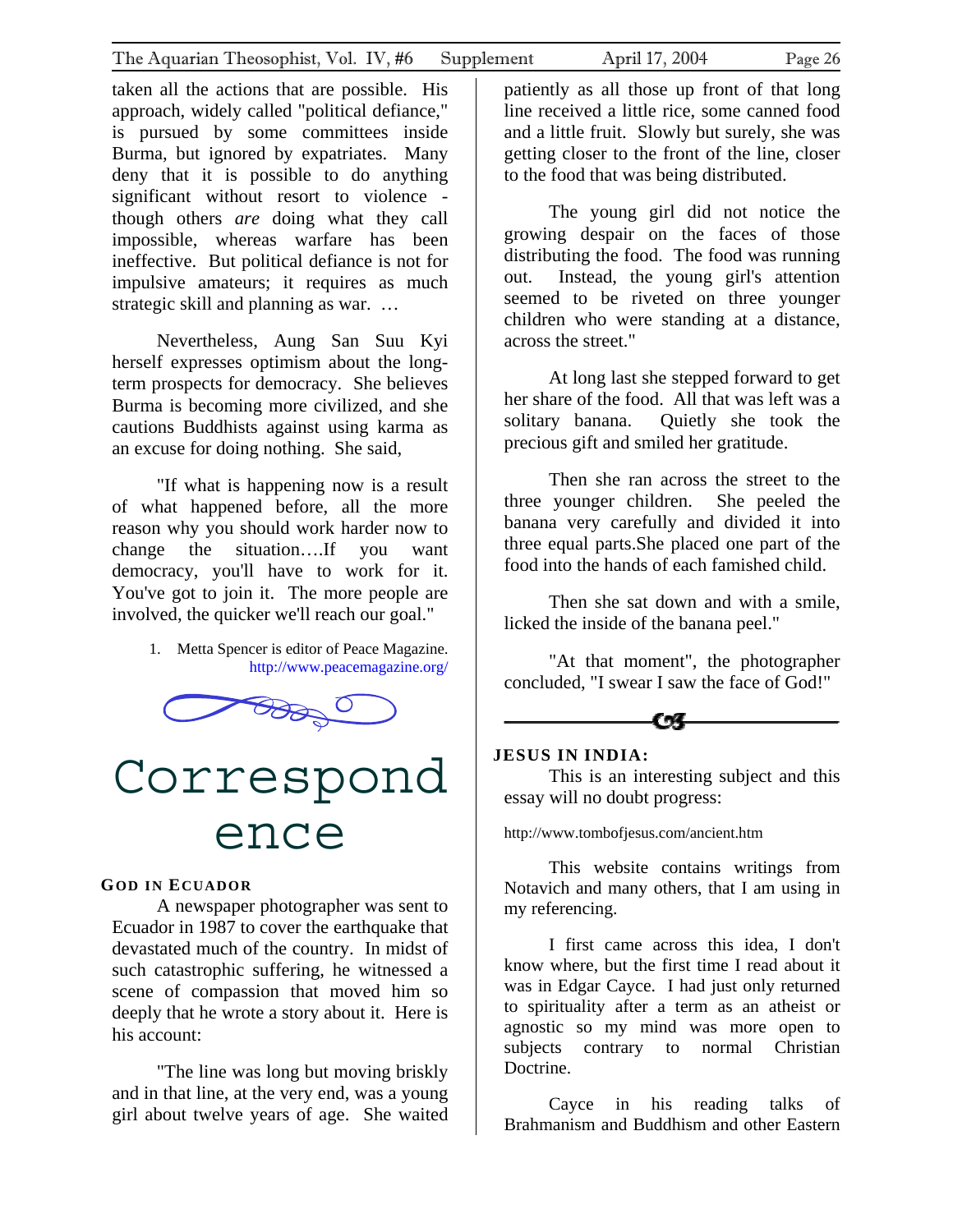taken all the actions that are possible. His approach, widely called "political defiance," is pursued by some committees inside Burma, but ignored by expatriates. Many deny that it is possible to do anything significant without resort to violence - though others *are* doing what they call impossible, whereas warfare has been ineffective. But political defiance is not for impulsive amateurs; it requires as much strategic skill and planning as war. …

Nevertheless, Aung San Suu Kyi herself expresses optimism about the long-term prospects for democracy. She believes Burma is becoming more civilized, and she cautions Buddhists against using karma as an excuse for doing nothing. She said,

"If what is happening now is a result of what happened before, all the more reason why you should work harder now to change the situation….If you want democracy, you'll have to work for it. You've got to join it. The more people are involved, the quicker we'll reach our goal."

1. Metta Spencer is editor of Peace Magazine. http://www.peacemagazine.org/

# Correspondence

### God in Ecuador

A newspaper photographer was sent to Ecuador in 1987 to cover the earthquake that devastated much of the country. In midst of such catastrophic suffering, he witnessed a scene of compassion that moved him so deeply that he wrote a story about it. Here is his account:

"The line was long but moving briskly and in that line, at the very end, was a young girl about twelve years of age. She waited patiently as all those up front of that long line received a little rice, some canned food and a little fruit. Slowly but surely, she was getting closer to the front of the line, closer to the food that was being distributed.

The young girl did not notice the growing despair on the faces of those distributing the food. The food was running out. Instead, the young girl's attention seemed to be riveted on three younger children who were standing at a distance, across the street."

At long last she stepped forward to get her share of the food. All that was left was a solitary banana. Quietly she took the precious gift and smiled her gratitude.

Then she ran across the street to the three younger children. She peeled the banana very carefully and divided it into three equal parts.She placed one part of the food into the hands of each famished child.

Then she sat down and with a smile, licked the inside of the banana peel."

"At that moment", the photographer concluded, "I swear I saw the face of God!"

---

### Jesus in India:

This is an interesting subject and this essay will no doubt progress:

http://www.tombofjesus.com/ancient.htm

This website contains writings from Notavich and many others, that I am using in my referencing.

I first came across this idea, I don't know where, but the first time I read about it was in Edgar Cayce. I had just only returned to spirituality after a term as an atheist or agnostic so my mind was more open to subjects contrary to normal Christian Doctrine.

Cayce in his reading talks of Brahmanism and Buddhism and other Eastern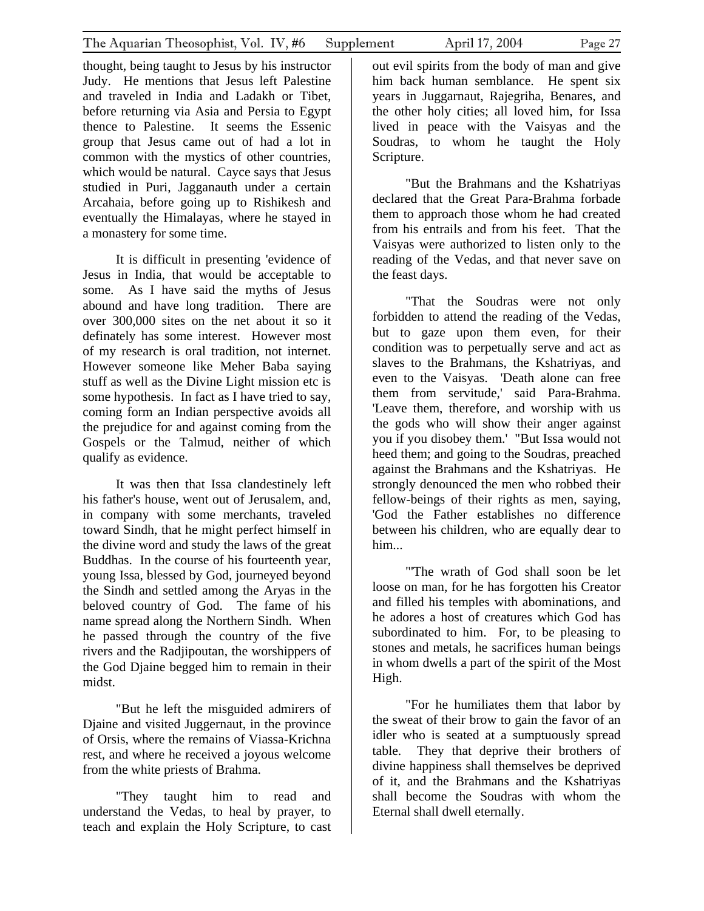thought, being taught to Jesus by his instructor Judy. He mentions that Jesus left Palestine and traveled in India and Ladakh or Tibet, before returning via Asia and Persia to Egypt thence to Palestine. It seems the Essenic group that Jesus came out of had a lot in common with the mystics of other countries, which would be natural. Cayce says that Jesus studied in Puri, Jagganauth under a certain Arcahaia, before going up to Rishikesh and eventually the Himalayas, where he stayed in a monastery for some time.

It is difficult in presenting 'evidence of Jesus in India, that would be acceptable to some. As I have said the myths of Jesus abound and have long tradition. There are over 300,000 sites on the net about it so it definately has some interest. However most of my research is oral tradition, not internet. However someone like Meher Baba saying stuff as well as the Divine Light mission etc is some hypothesis. In fact as I have tried to say, coming form an Indian perspective avoids all the prejudice for and against coming from the Gospels or the Talmud, neither of which qualify as evidence.

It was then that Issa clandestinely left his father's house, went out of Jerusalem, and, in company with some merchants, traveled toward Sindh, that he might perfect himself in the divine word and study the laws of the great Buddhas. In the course of his fourteenth year, young Issa, blessed by God, journeyed beyond the Sindh and settled among the Aryas in the beloved country of God. The fame of his name spread along the Northern Sindh. When he passed through the country of the five rivers and the Radjipoutan, the worshippers of the God Djaine begged him to remain in their midst.

"But he left the misguided admirers of Djaine and visited Juggernaut, in the province of Orsis, where the remains of Viassa-Krichna rest, and where he received a joyous welcome from the white priests of Brahma.

"They taught him to read and understand the Vedas, to heal by prayer, to teach and explain the Holy Scripture, to cast out evil spirits from the body of man and give him back human semblance. He spent six years in Juggarnaut, Rajegriha, Benares, and the other holy cities; all loved him, for Issa lived in peace with the Vaisyas and the Soudras, to whom he taught the Holy Scripture.

"But the Brahmans and the Kshatriyas declared that the Great Para-Brahma forbade them to approach those whom he had created from his entrails and from his feet. That the Vaisyas were authorized to listen only to the reading of the Vedas, and that never save on the feast days.

"That the Soudras were not only forbidden to attend the reading of the Vedas, but to gaze upon them even, for their condition was to perpetually serve and act as slaves to the Brahmans, the Kshatriyas, and even to the Vaisyas. 'Death alone can free them from servitude,' said Para-Brahma. 'Leave them, therefore, and worship with us the gods who will show their anger against you if you disobey them.' "But Issa would not heed them; and going to the Soudras, preached against the Brahmans and the Kshatriyas. He strongly denounced the men who robbed their fellow-beings of their rights as men, saying, 'God the Father establishes no difference between his children, who are equally dear to him...

"'The wrath of God shall soon be let loose on man, for he has forgotten his Creator and filled his temples with abominations, and he adores a host of creatures which God has subordinated to him. For, to be pleasing to stones and metals, he sacrifices human beings in whom dwells a part of the spirit of the Most High.

"For he humiliates them that labor by the sweat of their brow to gain the favor of an idler who is seated at a sumptuously spread table. They that deprive their brothers of divine happiness shall themselves be deprived of it, and the Brahmans and the Kshatriyas shall become the Soudras with whom the Eternal shall dwell eternally.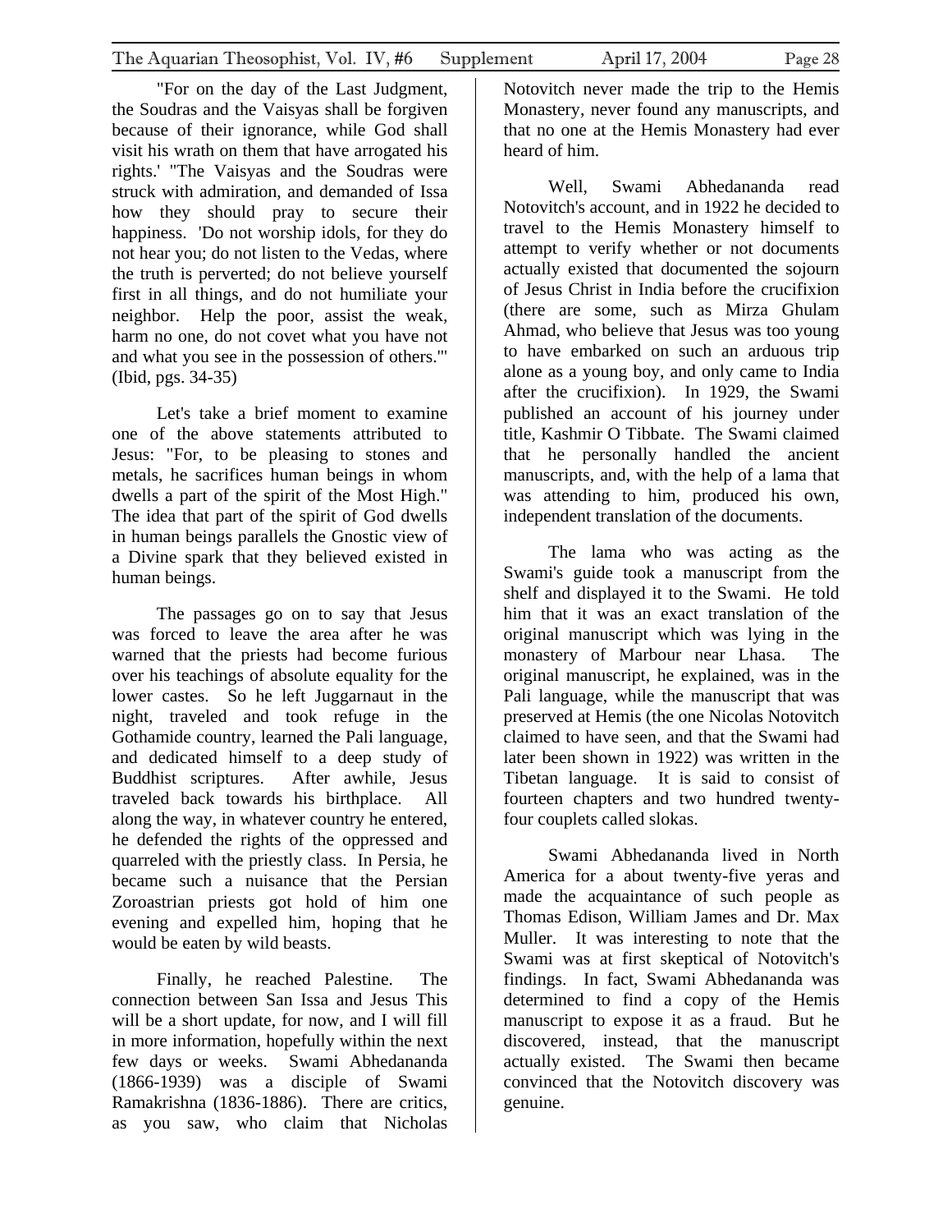"For on the day of the Last Judgment, the Soudras and the Vaisyas shall be forgiven because of their ignorance, while God shall visit his wrath on them that have arrogated his rights.' "The Vaisyas and the Soudras were struck with admiration, and demanded of Issa how they should pray to secure their happiness. 'Do not worship idols, for they do not hear you; do not listen to the Vedas, where the truth is perverted; do not believe yourself first in all things, and do not humiliate your neighbor. Help the poor, assist the weak, harm no one, do not covet what you have not and what you see in the possession of others.'" (Ibid, pgs. 34-35)

Let's take a brief moment to examine one of the above statements attributed to Jesus: "For, to be pleasing to stones and metals, he sacrifices human beings in whom dwells a part of the spirit of the Most High." The idea that part of the spirit of God dwells in human beings parallels the Gnostic view of a Divine spark that they believed existed in human beings.

The passages go on to say that Jesus was forced to leave the area after he was warned that the priests had become furious over his teachings of absolute equality for the lower castes. So he left Juggarnaut in the night, traveled and took refuge in the Gothamide country, learned the Pali language, and dedicated himself to a deep study of Buddhist scriptures. After awhile, Jesus traveled back towards his birthplace. All along the way, in whatever country he entered, he defended the rights of the oppressed and quarreled with the priestly class. In Persia, he became such a nuisance that the Persian Zoroastrian priests got hold of him one evening and expelled him, hoping that he would be eaten by wild beasts.

Finally, he reached Palestine. The connection between San Issa and Jesus This will be a short update, for now, and I will fill in more information, hopefully within the next few days or weeks. Swami Abhedananda (1866-1939) was a disciple of Swami Ramakrishna (1836-1886). There are critics, as you saw, who claim that Nicholas Notovitch never made the trip to the Hemis Monastery, never found any manuscripts, and that no one at the Hemis Monastery had ever heard of him.

Well, Swami Abhedananda read Notovitch's account, and in 1922 he decided to travel to the Hemis Monastery himself to attempt to verify whether or not documents actually existed that documented the sojourn of Jesus Christ in India before the crucifixion (there are some, such as Mirza Ghulam Ahmad, who believe that Jesus was too young to have embarked on such an arduous trip alone as a young boy, and only came to India after the crucifixion). In 1929, the Swami published an account of his journey under title, Kashmir O Tibbate. The Swami claimed that he personally handled the ancient manuscripts, and, with the help of a lama that was attending to him, produced his own, independent translation of the documents.

The lama who was acting as the Swami's guide took a manuscript from the shelf and displayed it to the Swami. He told him that it was an exact translation of the original manuscript which was lying in the monastery of Marbour near Lhasa. The original manuscript, he explained, was in the Pali language, while the manuscript that was preserved at Hemis (the one Nicolas Notovitch claimed to have seen, and that the Swami had later been shown in 1922) was written in the Tibetan language. It is said to consist of fourteen chapters and two hundred twenty-four couplets called slokas.

Swami Abhedananda lived in North America for a about twenty-five yeras and made the acquaintance of such people as Thomas Edison, William James and Dr. Max Muller. It was interesting to note that the Swami was at first skeptical of Notovitch's findings. In fact, Swami Abhedananda was determined to find a copy of the Hemis manuscript to expose it as a fraud. But he discovered, instead, that the manuscript actually existed. The Swami then became convinced that the Notovitch discovery was genuine.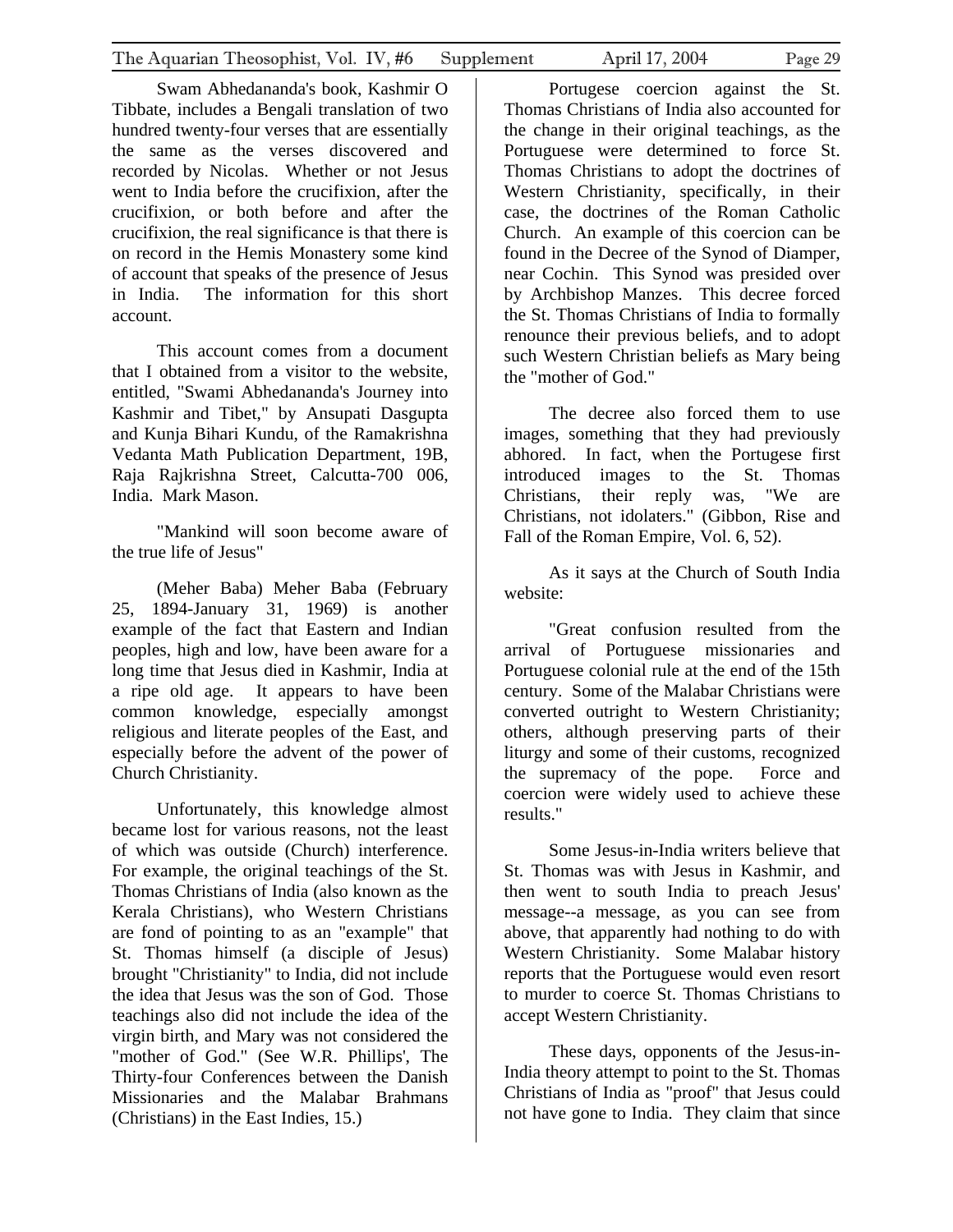Swam Abhedananda's book, Kashmir O Tibbate, includes a Bengali translation of two hundred twenty-four verses that are essentially the same as the verses discovered and recorded by Nicolas. Whether or not Jesus went to India before the crucifixion, after the crucifixion, or both before and after the crucifixion, the real significance is that there is on record in the Hemis Monastery some kind of account that speaks of the presence of Jesus in India. The information for this short account.

This account comes from a document that I obtained from a visitor to the website, entitled, "Swami Abhedananda's Journey into Kashmir and Tibet," by Ansupati Dasgupta and Kunja Bihari Kundu, of the Ramakrishna Vedanta Math Publication Department, 19B, Raja Rajkrishna Street, Calcutta-700 006, India. Mark Mason.

"Mankind will soon become aware of the true life of Jesus"

(Meher Baba) Meher Baba (February 25, 1894-January 31, 1969) is another example of the fact that Eastern and Indian peoples, high and low, have been aware for a long time that Jesus died in Kashmir, India at a ripe old age. It appears to have been common knowledge, especially amongst religious and literate peoples of the East, and especially before the advent of the power of Church Christianity.

Unfortunately, this knowledge almost became lost for various reasons, not the least of which was outside (Church) interference. For example, the original teachings of the St. Thomas Christians of India (also known as the Kerala Christians), who Western Christians are fond of pointing to as an "example" that St. Thomas himself (a disciple of Jesus) brought "Christianity" to India, did not include the idea that Jesus was the son of God. Those teachings also did not include the idea of the virgin birth, and Mary was not considered the "mother of God." (See W.R. Phillips', The Thirty-four Conferences between the Danish Missionaries and the Malabar Brahmans (Christians) in the East Indies, 15.)

Portugese coercion against the St. Thomas Christians of India also accounted for the change in their original teachings, as the Portuguese were determined to force St. Thomas Christians to adopt the doctrines of Western Christianity, specifically, in their case, the doctrines of the Roman Catholic Church. An example of this coercion can be found in the Decree of the Synod of Diamper, near Cochin. This Synod was presided over by Archbishop Manzes. This decree forced the St. Thomas Christians of India to formally renounce their previous beliefs, and to adopt such Western Christian beliefs as Mary being the "mother of God."

The decree also forced them to use images, something that they had previously abhored. In fact, when the Portegese first introduced images to the St. Thomas Christians, their reply was, "We are Christians, not idolaters." (Gibbon, Rise and Fall of the Roman Empire, Vol. 6, 52).

As it says at the Church of South India website:

"Great confusion resulted from the arrival of Portuguese missionaries and Portuguese colonial rule at the end of the 15th century. Some of the Malabar Christians were converted outright to Western Christianity; others, although preserving parts of their liturgy and some of their customs, recognized the supremacy of the pope. Force and coercion were widely used to achieve these results."

Some Jesus-in-India writers believe that St. Thomas was with Jesus in Kashmir, and then went to south India to preach Jesus' message--a message, as you can see from above, that apparently had nothing to do with Western Christianity. Some Malabar history reports that the Portuguese would even resort to murder to coerce St. Thomas Christians to accept Western Christianity.

These days, opponents of the Jesus-in-India theory attempt to point to the St. Thomas Christians of India as "proof" that Jesus could not have gone to India. They claim that since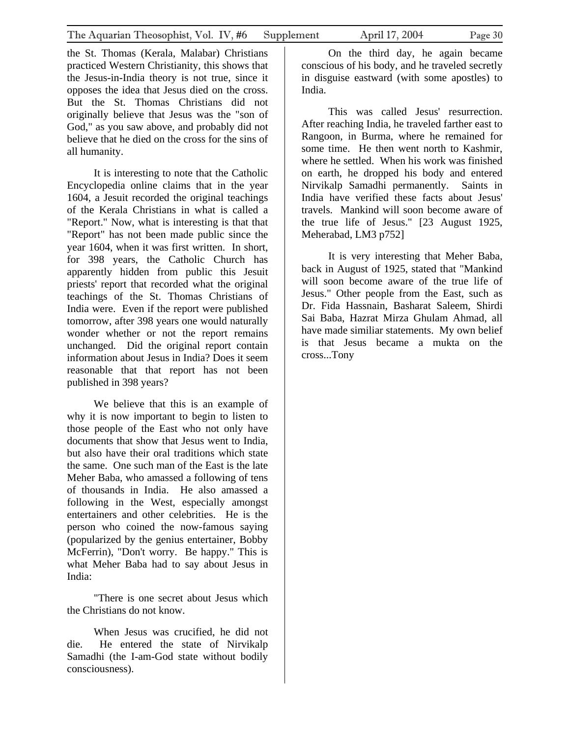the St. Thomas (Kerala, Malabar) Christians practiced Western Christianity, this shows that the Jesus-in-India theory is not true, since it opposes the idea that Jesus died on the cross. But the St. Thomas Christians did not originally believe that Jesus was the "son of God," as you saw above, and probably did not believe that he died on the cross for the sins of all humanity.

It is interesting to note that the Catholic Encyclopedia online claims that in the year 1604, a Jesuit recorded the original teachings of the Kerala Christians in what is called a "Report." Now, what is interesting is that that "Report" has not been made public since the year 1604, when it was first written. In short, for 398 years, the Catholic Church has apparently hidden from public this Jesuit priests' report that recorded what the original teachings of the St. Thomas Christians of India were. Even if the report were published tomorrow, after 398 years one would naturally wonder whether or not the report remains unchanged. Did the original report contain information about Jesus in India? Does it seem reasonable that that report has not been published in 398 years?

We believe that this is an example of why it is now important to begin to listen to those people of the East who not only have documents that show that Jesus went to India, but also have their oral traditions which state the same. One such man of the East is the late Meher Baba, who amassed a following of tens of thousands in India. He also amassed a following in the West, especially amongst entertainers and other celebrities. He is the person who coined the now-famous saying (popularized by the genius entertainer, Bobby McFerrin), "Don't worry. Be happy." This is what Meher Baba had to say about Jesus in India:

"There is one secret about Jesus which the Christians do not know.

When Jesus was crucified, he did not die. He entered the state of Nirvikalp Samadhi (the I-am-God state without bodily consciousness).

On the third day, he again became conscious of his body, and he traveled secretly in disguise eastward (with some apostles) to India.

This was called Jesus' resurrection. After reaching India, he traveled farther east to Rangoon, in Burma, where he remained for some time. He then went north to Kashmir, where he settled. When his work was finished on earth, he dropped his body and entered Nirvikalp Samadhi permanently. Saints in India have verified these facts about Jesus' travels. Mankind will soon become aware of the true life of Jesus." [23 August 1925, Meherabad, LM3 p752]

It is very interesting that Meher Baba, back in August of 1925, stated that "Mankind will soon become aware of the true life of Jesus." Other people from the East, such as Dr. Fida Hassnain, Basharat Saleem, Shirdi Sai Baba, Hazrat Mirza Ghulam Ahmad, all have made similiar statements. My own belief is that Jesus became a mukta on the cross...Tony